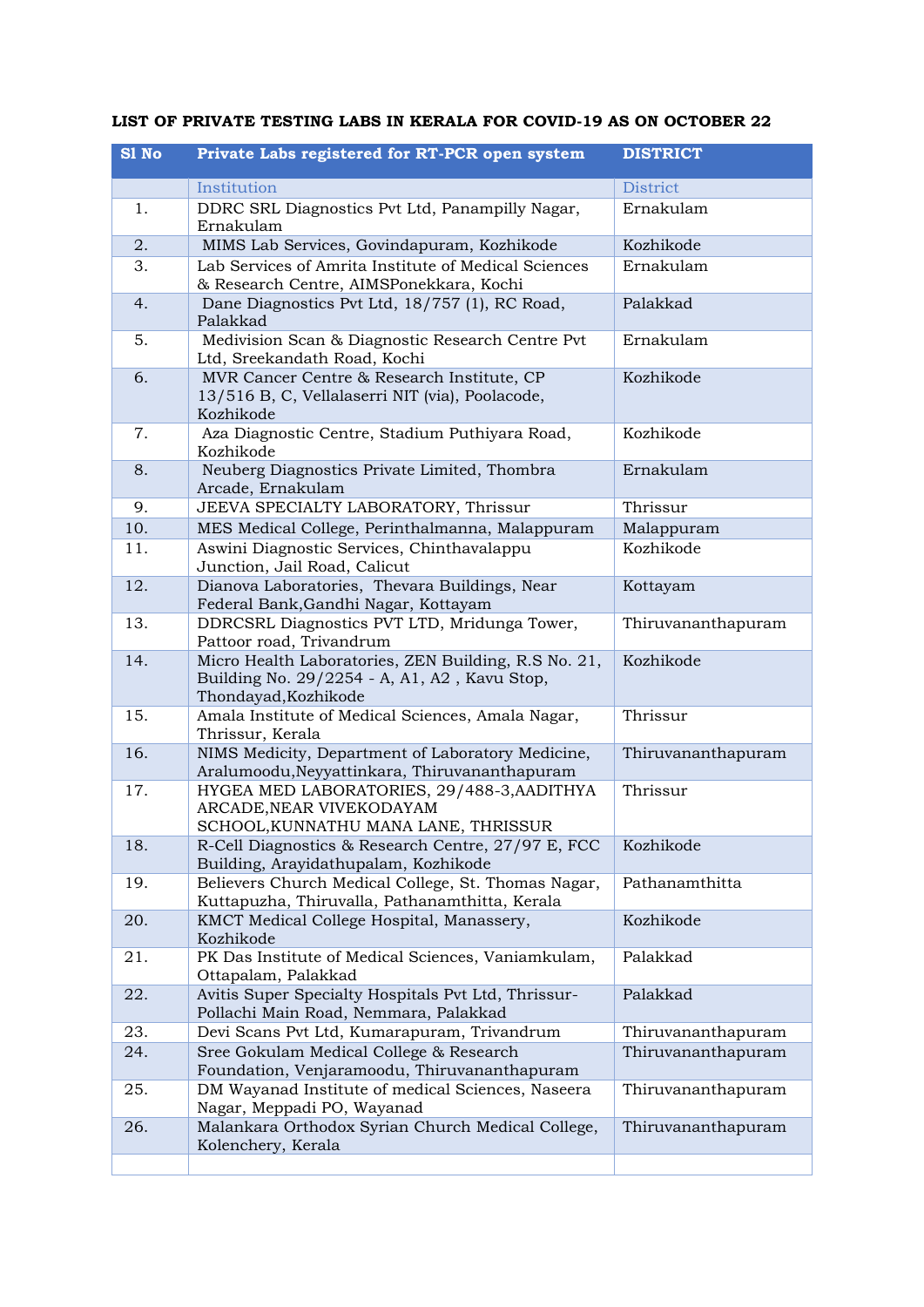**LIST OF PRIVATE TESTING LABS IN KERALA FOR COVID-19 AS ON OCTOBER 22**

| Sl No | Private Labs registered for RT-PCR open system | DISTRICT |
|---|---|---|
| | Institution | District |
| 1. | DDRC SRL Diagnostics Pvt Ltd, Panampilly Nagar, Ernakulam | Ernakulam |
| 2. | MIMS Lab Services, Govindapuram, Kozhikode | Kozhikode |
| 3. | Lab Services of Amrita Institute of Medical Sciences & Research Centre, AIMSPonekkara, Kochi | Ernakulam |
| 4. | Dane Diagnostics Pvt Ltd, 18/757 (1), RC Road, Palakkad | Palakkad |
| 5. | Medivision Scan & Diagnostic Research Centre Pvt Ltd, Sreekandath Road, Kochi | Ernakulam |
| 6. | MVR Cancer Centre & Research Institute, CP 13/516 B, C, Vellalaserri NIT (via), Poolacode, Kozhikode | Kozhikode |
| 7. | Aza Diagnostic Centre, Stadium Puthiyara Road, Kozhikode | Kozhikode |
| 8. | Neuberg Diagnostics Private Limited, Thombra Arcade, Ernakulam | Ernakulam |
| 9. | JEEVA SPECIALTY LABORATORY, Thrissur | Thrissur |
| 10. | MES Medical College, Perinthalmanna, Malappuram | Malappuram |
| 11. | Aswini Diagnostic Services, Chinthavalappu Junction, Jail Road, Calicut | Kozhikode |
| 12. | Dianova Laboratories, Thevara Buildings, Near Federal Bank,Gandhi Nagar, Kottayam | Kottayam |
| 13. | DDRCSRL Diagnostics PVT LTD, Mridunga Tower, Pattoor road, Trivandrum | Thiruvananthapuram |
| 14. | Micro Health Laboratories, ZEN Building, R.S No. 21, Building No. 29/2254 - A, A1, A2 , Kavu Stop, Thondayad,Kozhikode | Kozhikode |
| 15. | Amala Institute of Medical Sciences, Amala Nagar, Thrissur, Kerala | Thrissur |
| 16. | NIMS Medicity, Department of Laboratory Medicine, Aralumoodu,Neyyattinkara, Thiruvananthapuram | Thiruvananthapuram |
| 17. | HYGEA MED LABORATORIES, 29/488-3,AADITHYA ARCADE,NEAR VIVEKODAYAM SCHOOL,KUNNATHU MANA LANE, THRISSUR | Thrissur |
| 18. | R-Cell Diagnostics & Research Centre, 27/97 E, FCC Building, Arayidathupalam, Kozhikode | Kozhikode |
| 19. | Believers Church Medical College, St. Thomas Nagar, Kuttapuzha, Thiruvalla, Pathanamthitta, Kerala | Pathanamthitta |
| 20. | KMCT Medical College Hospital, Manassery, Kozhikode | Kozhikode |
| 21. | PK Das Institute of Medical Sciences, Vaniamkulam, Ottapalam, Palakkad | Palakkad |
| 22. | Avitis Super Specialty Hospitals Pvt Ltd, Thrissur-Pollachi Main Road, Nemmara, Palakkad | Palakkad |
| 23. | Devi Scans Pvt Ltd, Kumarapuram, Trivandrum | Thiruvananthapuram |
| 24. | Sree Gokulam Medical College & Research Foundation, Venjaramoodu, Thiruvananthapuram | Thiruvananthapuram |
| 25. | DM Wayanad Institute of medical Sciences, Naseera Nagar, Meppadi PO, Wayanad | Thiruvananthapuram |
| 26. | Malankara Orthodox Syrian Church Medical College, Kolenchery, Kerala | Thiruvananthapuram |
| | | |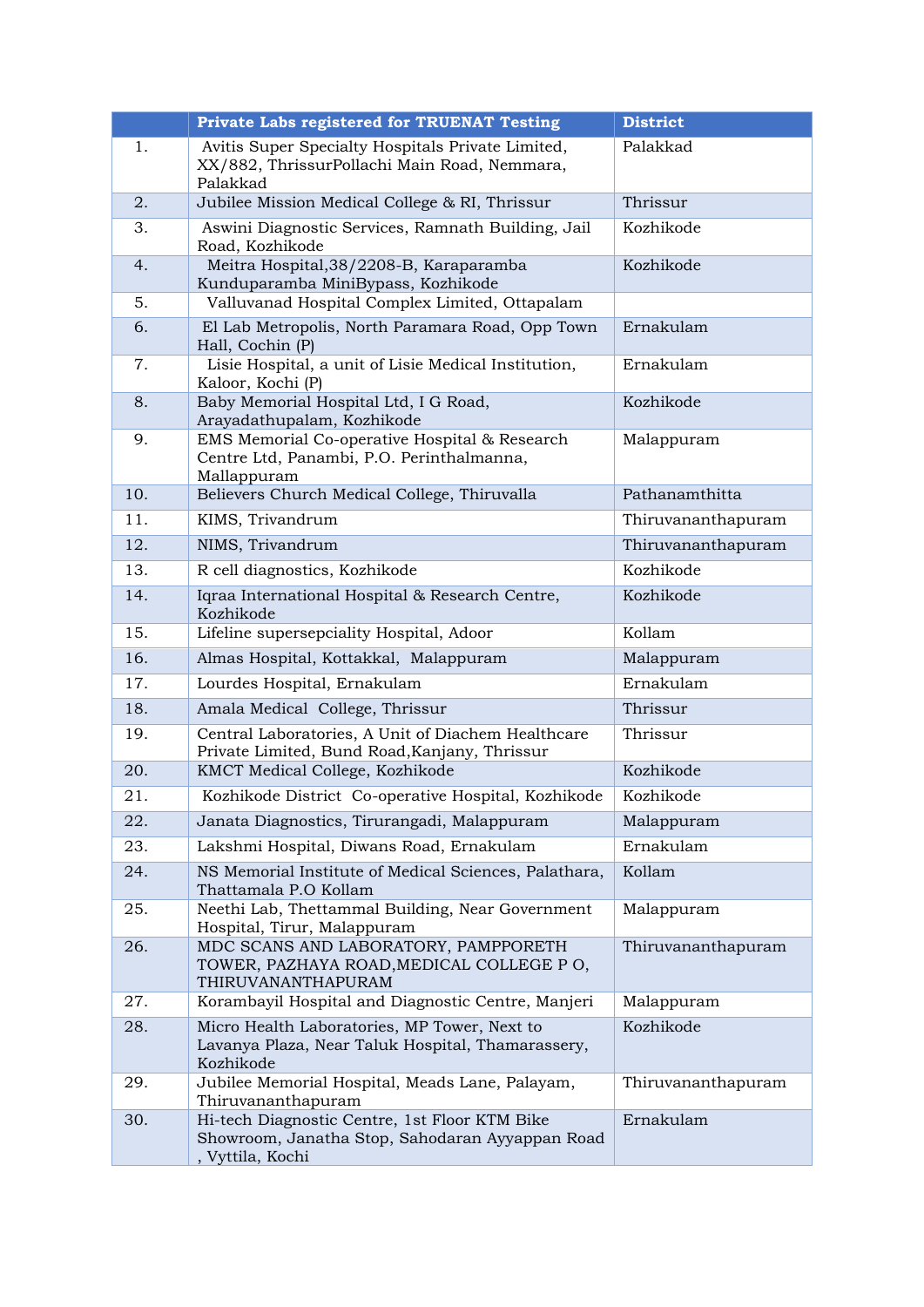|  | Private Labs registered for TRUENAT Testing | District |
|---|---|---|
| 1. | Avitis Super Specialty Hospitals Private Limited, XX/882, ThrissurPollachi Main Road, Nemmara, Palakkad | Palakkad |
| 2. | Jubilee Mission Medical College & RI, Thrissur | Thrissur |
| 3. | Aswini Diagnostic Services, Ramnath Building, Jail Road, Kozhikode | Kozhikode |
| 4. | Meitra Hospital,38/2208-B, Karaparamba Kunduparamba MiniBypass, Kozhikode | Kozhikode |
| 5. | Valluvanad Hospital Complex Limited, Ottapalam |  |
| 6. | El Lab Metropolis, North Paramara Road, Opp Town Hall, Cochin (P) | Ernakulam |
| 7. | Lisie Hospital, a unit of Lisie Medical Institution, Kaloor, Kochi (P) | Ernakulam |
| 8. | Baby Memorial Hospital Ltd, I G Road, Arayadathupalam, Kozhikode | Kozhikode |
| 9. | EMS Memorial Co-operative Hospital & Research Centre Ltd, Panambi, P.O. Perinthalmanna, Mallappuram | Malappuram |
| 10. | Believers Church Medical College, Thiruvalla | Pathanamthitta |
| 11. | KIMS, Trivandrum | Thiruvananthapuram |
| 12. | NIMS, Trivandrum | Thiruvananthapuram |
| 13. | R cell diagnostics, Kozhikode | Kozhikode |
| 14. | Iqraa International Hospital & Research Centre, Kozhikode | Kozhikode |
| 15. | Lifeline supersepciality Hospital, Adoor | Kollam |
| 16. | Almas Hospital, Kottakkal, Malappuram | Malappuram |
| 17. | Lourdes Hospital, Ernakulam | Ernakulam |
| 18. | Amala Medical College, Thrissur | Thrissur |
| 19. | Central Laboratories, A Unit of Diachem Healthcare Private Limited, Bund Road,Kanjany, Thrissur | Thrissur |
| 20. | KMCT Medical College, Kozhikode | Kozhikode |
| 21. | Kozhikode District Co-operative Hospital, Kozhikode | Kozhikode |
| 22. | Janata Diagnostics, Tirurangadi, Malappuram | Malappuram |
| 23. | Lakshmi Hospital, Diwans Road, Ernakulam | Ernakulam |
| 24. | NS Memorial Institute of Medical Sciences, Palathara, Thattamala P.O Kollam | Kollam |
| 25. | Neethi Lab, Thettammal Building, Near Government Hospital, Tirur, Malappuram | Malappuram |
| 26. | MDC SCANS AND LABORATORY, PAMPPORETH TOWER, PAZHAYA ROAD,MEDICAL COLLEGE P O, THIRUVANANTHAPURAM | Thiruvananthapuram |
| 27. | Korambayil Hospital and Diagnostic Centre, Manjeri | Malappuram |
| 28. | Micro Health Laboratories, MP Tower, Next to Lavanya Plaza, Near Taluk Hospital, Thamarassery, Kozhikode | Kozhikode |
| 29. | Jubilee Memorial Hospital, Meads Lane, Palayam, Thiruvananthapuram | Thiruvananthapuram |
| 30. | Hi-tech Diagnostic Centre, 1st Floor KTM Bike Showroom, Janatha Stop, Sahodaran Ayyappan Road , Vyttila, Kochi | Ernakulam |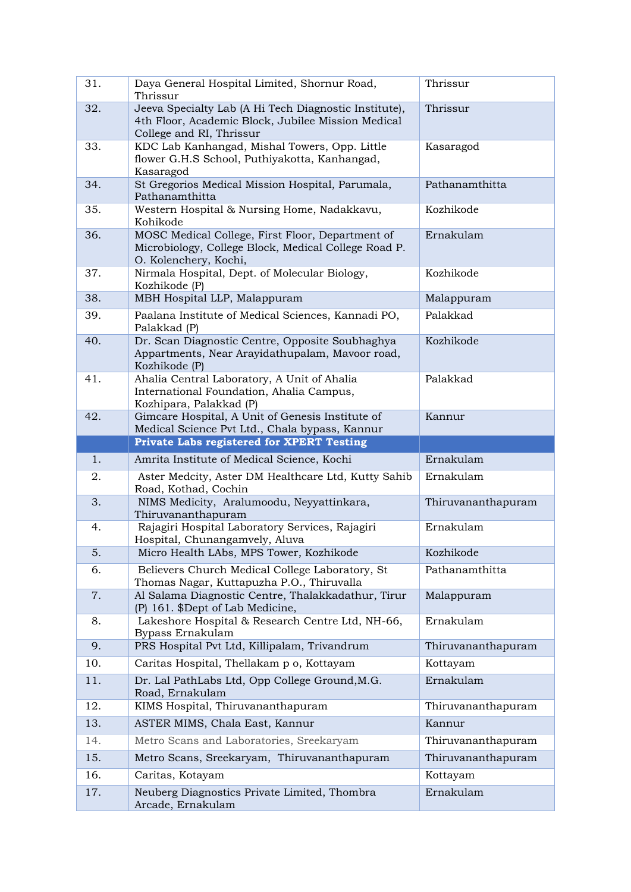| 31. | Daya General Hospital Limited, Shornur Road, Thrissur | Thrissur |
|---|---|---|
| 32. | Jeeva Specialty Lab (A Hi Tech Diagnostic Institute), 4th Floor, Academic Block, Jubilee Mission Medical College and RI, Thrissur | Thrissur |
| 33. | KDC Lab Kanhangad, Mishal Towers, Opp. Little flower G.H.S School, Puthiyakotta, Kanhangad, Kasaragod | Kasaragod |
| 34. | St Gregorios Medical Mission Hospital, Parumala, Pathanamthitta | Pathanamthitta |
| 35. | Western Hospital & Nursing Home, Nadakkavu, Kohikode | Kozhikode |
| 36. | MOSC Medical College, First Floor, Department of Microbiology, College Block, Medical College Road P. O. Kolenchery, Kochi, | Ernakulam |
| 37. | Nirmala Hospital, Dept. of Molecular Biology, Kozhikode (P) | Kozhikode |
| 38. | MBH Hospital LLP, Malappuram | Malappuram |
| 39. | Paalana Institute of Medical Sciences, Kannadi PO, Palakkad (P) | Palakkad |
| 40. | Dr. Scan Diagnostic Centre, Opposite Soubhaghya Appartments, Near Arayidathupalam, Mavoor road, Kozhikode (P) | Kozhikode |
| 41. | Ahalia Central Laboratory, A Unit of Ahalia International Foundation, Ahalia Campus, Kozhipara, Palakkad (P) | Palakkad |
| 42. | Gimcare Hospital, A Unit of Genesis Institute of Medical Science Pvt Ltd., Chala bypass, Kannur | Kannur |
| | **Private Labs registered for XPERT Testing** | |
| 1. | Amrita Institute of Medical Science, Kochi | Ernakulam |
| 2. | Aster Medcity, Aster DM Healthcare Ltd, Kutty Sahib Road, Kothad, Cochin | Ernakulam |
| 3. | NIMS Medicity, Aralumoodu, Neyyattinkara, Thiruvananthapuram | Thiruvananthapuram |
| 4. | Rajagiri Hospital Laboratory Services, Rajagiri Hospital, Chunangamvely, Aluva | Ernakulam |
| 5. | Micro Health LAbs, MPS Tower, Kozhikode | Kozhikode |
| 6. | Believers Church Medical College Laboratory, St Thomas Nagar, Kuttapuzha P.O., Thiruvalla | Pathanamthitta |
| 7. | Al Salama Diagnostic Centre, Thalakkadathur, Tirur (P) 161. $Dept of Lab Medicine, | Malappuram |
| 8. | Lakeshore Hospital & Research Centre Ltd, NH-66, Bypass Ernakulam | Ernakulam |
| 9. | PRS Hospital Pvt Ltd, Killipalam, Trivandrum | Thiruvananthapuram |
| 10. | Caritas Hospital, Thellakam p o, Kottayam | Kottayam |
| 11. | Dr. Lal PathLabs Ltd, Opp College Ground,M.G. Road, Ernakulam | Ernakulam |
| 12. | KIMS Hospital, Thiruvananthapuram | Thiruvananthapuram |
| 13. | ASTER MIMS, Chala East, Kannur | Kannur |
| 14. | Metro Scans and Laboratories, Sreekaryam | Thiruvananthapuram |
| 15. | Metro Scans, Sreekaryam, Thiruvananthapuram | Thiruvananthapuram |
| 16. | Caritas, Kotayam | Kottayam |
| 17. | Neuberg Diagnostics Private Limited, Thombra Arcade, Ernakulam | Ernakulam |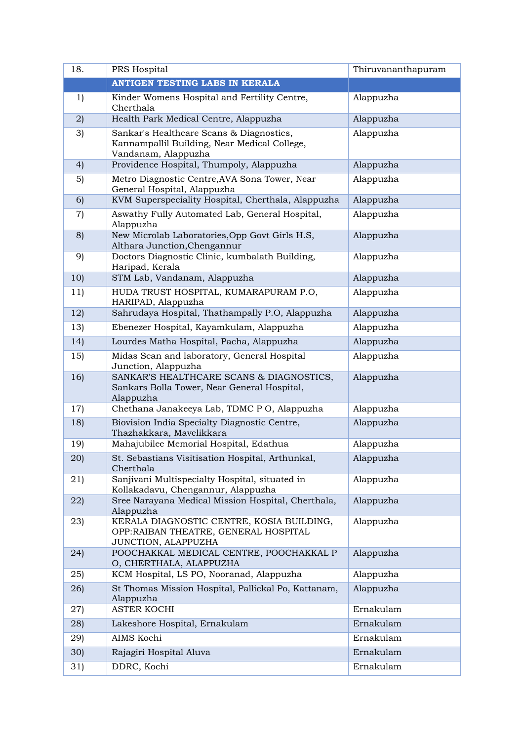| 18. | PRS Hospital | Thiruvananthapuram |
|---|---|---|
| | **ANTIGEN TESTING LABS IN KERALA** | |
| 1) | Kinder Womens Hospital and Fertility Centre, Cherthala | Alappuzha |
| 2) | Health Park Medical Centre, Alappuzha | Alappuzha |
| 3) | Sankar's Healthcare Scans & Diagnostics, Kannampallil Building, Near Medical College, Vandanam, Alappuzha | Alappuzha |
| 4) | Providence Hospital, Thumpoly, Alappuzha | Alappuzha |
| 5) | Metro Diagnostic Centre,AVA Sona Tower, Near General Hospital, Alappuzha | Alappuzha |
| 6) | KVM Superspeciality Hospital, Cherthala, Alappuzha | Alappuzha |
| 7) | Aswathy Fully Automated Lab, General Hospital, Alappuzha | Alappuzha |
| 8) | New Microlab Laboratories,Opp Govt Girls H.S, Althara Junction,Chengannur | Alappuzha |
| 9) | Doctors Diagnostic Clinic, kumbalath Building, Haripad, Kerala | Alappuzha |
| 10) | STM Lab, Vandanam, Alappuzha | Alappuzha |
| 11) | HUDA TRUST HOSPITAL, KUMARAPURAM P.O, HARIPAD, Alappuzha | Alappuzha |
| 12) | Sahrudaya Hospital, Thathampally P.O, Alappuzha | Alappuzha |
| 13) | Ebenezer Hospital, Kayamkulam, Alappuzha | Alappuzha |
| 14) | Lourdes Matha Hospital, Pacha, Alappuzha | Alappuzha |
| 15) | Midas Scan and laboratory, General Hospital Junction, Alappuzha | Alappuzha |
| 16) | SANKAR'S HEALTHCARE SCANS & DIAGNOSTICS, Sankars Bolla Tower, Near General Hospital, Alappuzha | Alappuzha |
| 17) | Chethana Janakeeya Lab, TDMC P O, Alappuzha | Alappuzha |
| 18) | Biovision India Specialty Diagnostic Centre, Thazhakkara, Mavelikkara | Alappuzha |
| 19) | Mahajubilee Memorial Hospital, Edathua | Alappuzha |
| 20) | St. Sebastians Visitisation Hospital, Arthunkal, Cherthala | Alappuzha |
| 21) | Sanjivani Multispecialty Hospital, situated in Kollakadavu, Chengannur, Alappuzha | Alappuzha |
| 22) | Sree Narayana Medical Mission Hospital, Cherthala, Alappuzha | Alappuzha |
| 23) | KERALA DIAGNOSTIC CENTRE, KOSIA BUILDING, OPP:RAIBAN THEATRE, GENERAL HOSPITAL JUNCTION, ALAPPUZHA | Alappuzha |
| 24) | POOCHAKKAL MEDICAL CENTRE, POOCHAKKAL P O, CHERTHALA, ALAPPUZHA | Alappuzha |
| 25) | KCM Hospital, LS PO, Nooranad, Alappuzha | Alappuzha |
| 26) | St Thomas Mission Hospital, Pallickal Po, Kattanam, Alappuzha | Alappuzha |
| 27) | ASTER KOCHI | Ernakulam |
| 28) | Lakeshore Hospital, Ernakulam | Ernakulam |
| 29) | AIMS Kochi | Ernakulam |
| 30) | Rajagiri Hospital Aluva | Ernakulam |
| 31) | DDRC, Kochi | Ernakulam |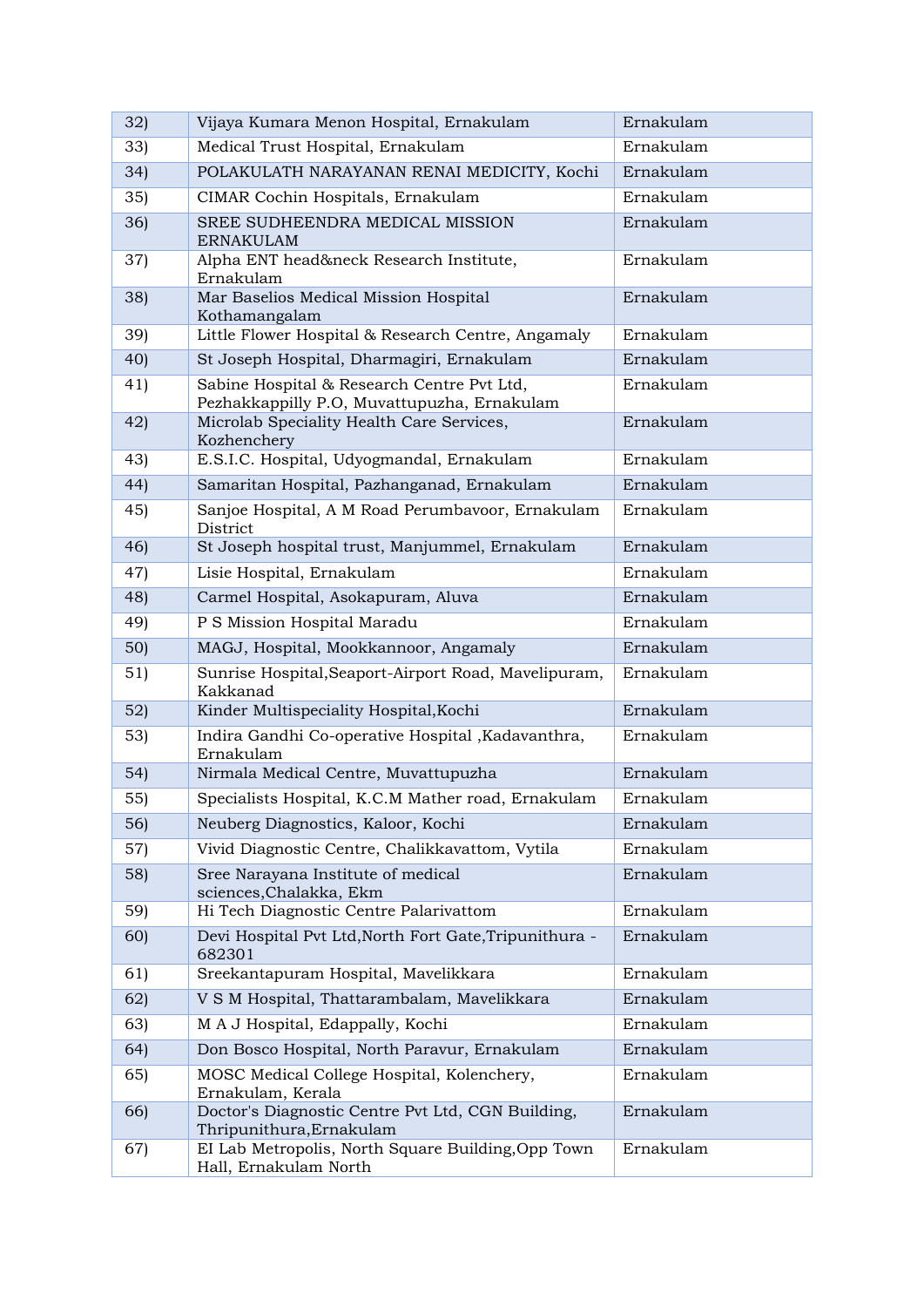| | | |
|---|---|---|
| 32) | Vijaya Kumara Menon Hospital, Ernakulam | Ernakulam |
| 33) | Medical Trust Hospital, Ernakulam | Ernakulam |
| 34) | POLAKULATH NARAYANAN RENAI MEDICITY, Kochi | Ernakulam |
| 35) | CIMAR Cochin Hospitals, Ernakulam | Ernakulam |
| 36) | SREE SUDHEENDRA MEDICAL MISSION ERNAKULAM | Ernakulam |
| 37) | Alpha ENT head&neck Research Institute, Ernakulam | Ernakulam |
| 38) | Mar Baselios Medical Mission Hospital Kothamangalam | Ernakulam |
| 39) | Little Flower Hospital & Research Centre, Angamaly | Ernakulam |
| 40) | St Joseph Hospital, Dharmagiri, Ernakulam | Ernakulam |
| 41) | Sabine Hospital & Research Centre Pvt Ltd, Pezhakkappilly P.O, Muvattupuzha, Ernakulam | Ernakulam |
| 42) | Microlab Speciality Health Care Services, Kozhenchery | Ernakulam |
| 43) | E.S.I.C. Hospital, Udyogmandal, Ernakulam | Ernakulam |
| 44) | Samaritan Hospital, Pazhanganad, Ernakulam | Ernakulam |
| 45) | Sanjoe Hospital, A M Road Perumbavoor, Ernakulam District | Ernakulam |
| 46) | St Joseph hospital trust, Manjummel, Ernakulam | Ernakulam |
| 47) | Lisie Hospital, Ernakulam | Ernakulam |
| 48) | Carmel Hospital, Asokapuram, Aluva | Ernakulam |
| 49) | P S Mission Hospital Maradu | Ernakulam |
| 50) | MAGJ, Hospital, Mookkannoor, Angamaly | Ernakulam |
| 51) | Sunrise Hospital,Seaport-Airport Road, Mavelipuram, Kakkanad | Ernakulam |
| 52) | Kinder Multispeciality Hospital,Kochi | Ernakulam |
| 53) | Indira Gandhi Co-operative Hospital ,Kadavanthra, Ernakulam | Ernakulam |
| 54) | Nirmala Medical Centre, Muvattupuzha | Ernakulam |
| 55) | Specialists Hospital, K.C.M Mather road, Ernakulam | Ernakulam |
| 56) | Neuberg Diagnostics, Kaloor, Kochi | Ernakulam |
| 57) | Vivid Diagnostic Centre, Chalikkavattom, Vytila | Ernakulam |
| 58) | Sree Narayana Institute of medical sciences,Chalakka, Ekm | Ernakulam |
| 59) | Hi Tech Diagnostic Centre Palarivattom | Ernakulam |
| 60) | Devi Hospital Pvt Ltd,North Fort Gate,Tripunithura - 682301 | Ernakulam |
| 61) | Sreekantapuram Hospital, Mavelikkara | Ernakulam |
| 62) | V S M Hospital, Thattarambalam, Mavelikkara | Ernakulam |
| 63) | M A J Hospital, Edappally, Kochi | Ernakulam |
| 64) | Don Bosco Hospital, North Paravur, Ernakulam | Ernakulam |
| 65) | MOSC Medical College Hospital, Kolenchery, Ernakulam, Kerala | Ernakulam |
| 66) | Doctor's Diagnostic Centre Pvt Ltd, CGN Building, Thripunithura,Ernakulam | Ernakulam |
| 67) | EI Lab Metropolis, North Square Building,Opp Town Hall, Ernakulam North | Ernakulam |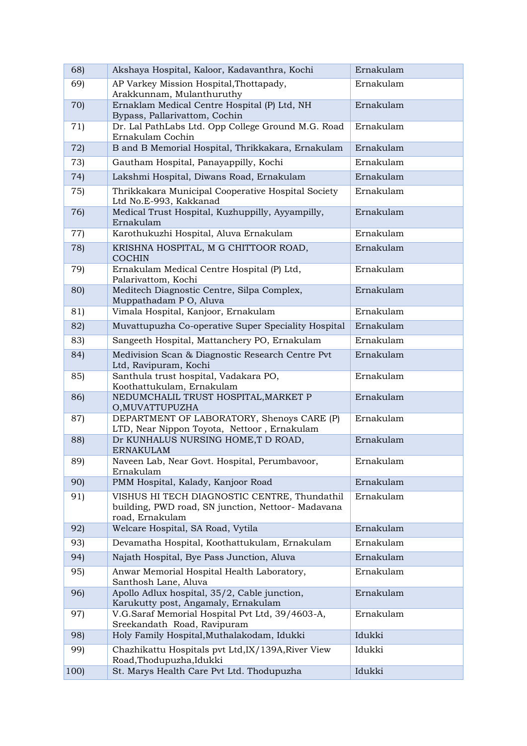| 68) | Akshaya Hospital, Kaloor, Kadavanthra, Kochi | Ernakulam |
|---|---|---|
| 69) | AP Varkey Mission Hospital,Thottapady, Arakkunnam, Mulanthuruthy | Ernakulam |
| 70) | Ernaklam Medical Centre Hospital (P) Ltd, NH Bypass, Pallarivattom, Cochin | Ernakulam |
| 71) | Dr. Lal PathLabs Ltd. Opp College Ground M.G. Road Ernakulam Cochin | Ernakulam |
| 72) | B and B Memorial Hospital, Thrikkakara, Ernakulam | Ernakulam |
| 73) | Gautham Hospital, Panayappilly, Kochi | Ernakulam |
| 74) | Lakshmi Hospital, Diwans Road, Ernakulam | Ernakulam |
| 75) | Thrikkakara Municipal Cooperative Hospital Society Ltd No.E-993, Kakkanad | Ernakulam |
| 76) | Medical Trust Hospital, Kuzhuppilly, Ayyampilly, Ernakulam | Ernakulam |
| 77) | Karothukuzhi Hospital, Aluva Ernakulam | Ernakulam |
| 78) | KRISHNA HOSPITAL, M G CHITTOOR ROAD, COCHIN | Ernakulam |
| 79) | Ernakulam Medical Centre Hospital (P) Ltd, Palarivattom, Kochi | Ernakulam |
| 80) | Meditech Diagnostic Centre, Silpa Complex, Muppathadam P O, Aluva | Ernakulam |
| 81) | Vimala Hospital, Kanjoor, Ernakulam | Ernakulam |
| 82) | Muvattupuzha Co-operative Super Speciality Hospital | Ernakulam |
| 83) | Sangeeth Hospital, Mattanchery PO, Ernakulam | Ernakulam |
| 84) | Medivision Scan & Diagnostic Research Centre Pvt Ltd, Ravipuram, Kochi | Ernakulam |
| 85) | Santhula trust hospital, Vadakara PO, Koothattukulam, Ernakulam | Ernakulam |
| 86) | NEDUMCHALIL TRUST HOSPITAL,MARKET P O,MUVATTUPUZHA | Ernakulam |
| 87) | DEPARTMENT OF LABORATORY, Shenoys CARE (P) LTD, Near Nippon Toyota, Nettoor , Ernakulam | Ernakulam |
| 88) | Dr KUNHALUS NURSING HOME,T D ROAD, ERNAKULAM | Ernakulam |
| 89) | Naveen Lab, Near Govt. Hospital, Perumbavoor, Ernakulam | Ernakulam |
| 90) | PMM Hospital, Kalady, Kanjoor Road | Ernakulam |
| 91) | VISHUS HI TECH DIAGNOSTIC CENTRE, Thundathil building, PWD road, SN junction, Nettoor- Madavana road, Ernakulam | Ernakulam |
| 92) | Welcare Hospital, SA Road, Vytila | Ernakulam |
| 93) | Devamatha Hospital, Koothattukulam, Ernakulam | Ernakulam |
| 94) | Najath Hospital, Bye Pass Junction, Aluva | Ernakulam |
| 95) | Anwar Memorial Hospital Health Laboratory, Santhosh Lane, Aluva | Ernakulam |
| 96) | Apollo Adlux hospital, 35/2, Cable junction, Karukutty post, Angamaly, Ernakulam | Ernakulam |
| 97) | V.G.Saraf Memorial Hospital Pvt Ltd, 39/4603-A, Sreekandath Road, Ravipuram | Ernakulam |
| 98) | Holy Family Hospital,Muthalakodam, Idukki | Idukki |
| 99) | Chazhikattu Hospitals pvt Ltd,IX/139A,River View Road,Thodupuzha,Idukki | Idukki |
| 100) | St. Marys Health Care Pvt Ltd. Thodupuzha | Idukki |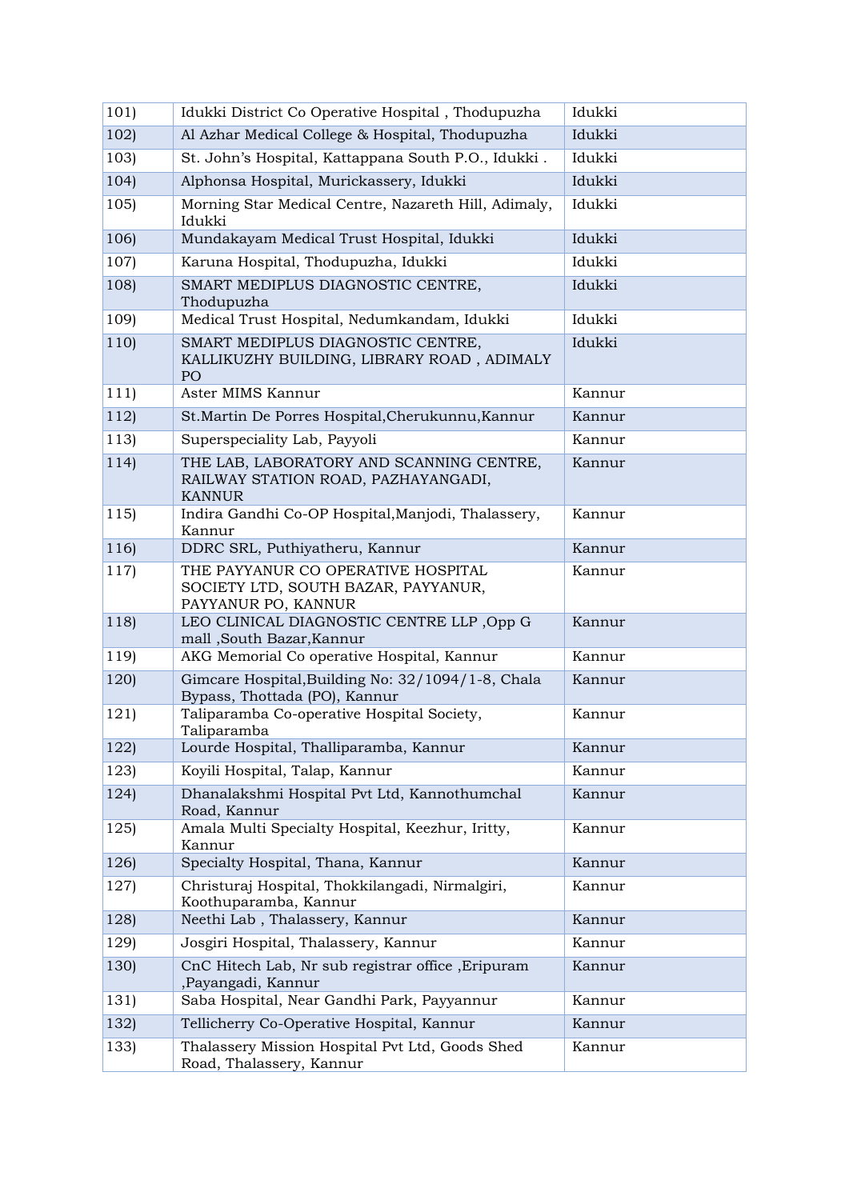| | | |
|---|---|---|
| 101) | Idukki District Co Operative Hospital , Thodupuzha | Idukki |
| 102) | Al Azhar Medical College & Hospital, Thodupuzha | Idukki |
| 103) | St. John's Hospital, Kattappana South P.O., Idukki . | Idukki |
| 104) | Alphonsa Hospital, Murickassery, Idukki | Idukki |
| 105) | Morning Star Medical Centre, Nazareth Hill, Adimaly, Idukki | Idukki |
| 106) | Mundakayam Medical Trust Hospital, Idukki | Idukki |
| 107) | Karuna Hospital, Thodupuzha, Idukki | Idukki |
| 108) | SMART MEDIPLUS DIAGNOSTIC CENTRE, Thodupuzha | Idukki |
| 109) | Medical Trust Hospital, Nedumkandam, Idukki | Idukki |
| 110) | SMART MEDIPLUS DIAGNOSTIC CENTRE, KALLIKUZHY BUILDING, LIBRARY ROAD , ADIMALY PO | Idukki |
| 111) | Aster MIMS Kannur | Kannur |
| 112) | St.Martin De Porres Hospital,Cherukunnu,Kannur | Kannur |
| 113) | Superspeciality Lab, Payyoli | Kannur |
| 114) | THE LAB, LABORATORY AND SCANNING CENTRE, RAILWAY STATION ROAD, PAZHAYANGADI, KANNUR | Kannur |
| 115) | Indira Gandhi Co-OP Hospital,Manjodi, Thalassery, Kannur | Kannur |
| 116) | DDRC SRL, Puthiyatheru, Kannur | Kannur |
| 117) | THE PAYYANUR CO OPERATIVE HOSPITAL SOCIETY LTD, SOUTH BAZAR, PAYYANUR, PAYYANUR PO, KANNUR | Kannur |
| 118) | LEO CLINICAL DIAGNOSTIC CENTRE LLP ,Opp G mall ,South Bazar,Kannur | Kannur |
| 119) | AKG Memorial Co operative Hospital, Kannur | Kannur |
| 120) | Gimcare Hospital,Building No: 32/1094/1-8, Chala Bypass, Thottada (PO), Kannur | Kannur |
| 121) | Taliparamba Co-operative Hospital Society, Taliparamba | Kannur |
| 122) | Lourde Hospital, Thalliparamba, Kannur | Kannur |
| 123) | Koyili Hospital, Talap, Kannur | Kannur |
| 124) | Dhanalakshmi Hospital Pvt Ltd, Kannothumchal Road, Kannur | Kannur |
| 125) | Amala Multi Specialty Hospital, Keezhur, Iritty, Kannur | Kannur |
| 126) | Specialty Hospital, Thana, Kannur | Kannur |
| 127) | Christuraj Hospital, Thokkilangadi, Nirmalgiri, Koothuparamba, Kannur | Kannur |
| 128) | Neethi Lab , Thalassery, Kannur | Kannur |
| 129) | Josgiri Hospital, Thalassery, Kannur | Kannur |
| 130) | CnC Hitech Lab, Nr sub registrar office ,Eripuram ,Payangadi, Kannur | Kannur |
| 131) | Saba Hospital, Near Gandhi Park, Payyannur | Kannur |
| 132) | Tellicherry Co-Operative Hospital, Kannur | Kannur |
| 133) | Thalassery Mission Hospital Pvt Ltd, Goods Shed Road, Thalassery, Kannur | Kannur |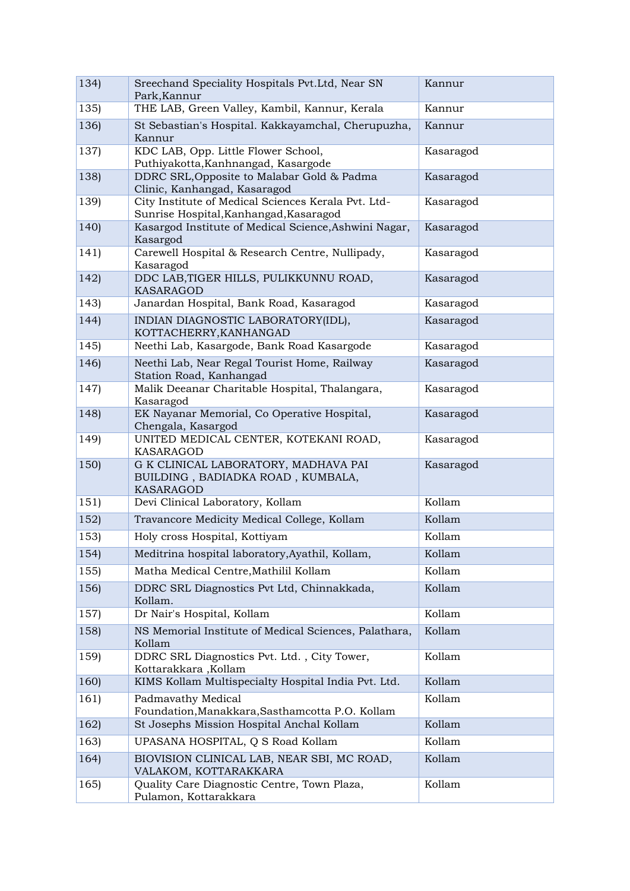| | | |
|---|---|---|
| 134) | Sreechand Speciality Hospitals Pvt.Ltd, Near SN Park,Kannur | Kannur |
| 135) | THE LAB, Green Valley, Kambil, Kannur, Kerala | Kannur |
| 136) | St Sebastian's Hospital. Kakkayamchal, Cherupuzha, Kannur | Kannur |
| 137) | KDC LAB, Opp. Little Flower School, Puthiyakotta,Kanhnangad, Kasargode | Kasaragod |
| 138) | DDRC SRL,Opposite to Malabar Gold & Padma Clinic, Kanhangad, Kasaragod | Kasaragod |
| 139) | City Institute of Medical Sciences Kerala Pvt. Ltd- Sunrise Hospital,Kanhangad,Kasaragod | Kasaragod |
| 140) | Kasargod Institute of Medical Science,Ashwini Nagar, Kasargod | Kasaragod |
| 141) | Carewell Hospital & Research Centre, Nullipady, Kasaragod | Kasaragod |
| 142) | DDC LAB,TIGER HILLS, PULIKKUNNU ROAD, KASARAGOD | Kasaragod |
| 143) | Janardan Hospital, Bank Road, Kasaragod | Kasaragod |
| 144) | INDIAN DIAGNOSTIC LABORATORY(IDL), KOTTACHERRY,KANHANGAD | Kasaragod |
| 145) | Neethi Lab, Kasargode, Bank Road Kasargode | Kasaragod |
| 146) | Neethi Lab, Near Regal Tourist Home, Railway Station Road, Kanhangad | Kasaragod |
| 147) | Malik Deeanar Charitable Hospital, Thalangara, Kasaragod | Kasaragod |
| 148) | EK Nayanar Memorial, Co Operative Hospital, Chengala, Kasargod | Kasaragod |
| 149) | UNITED MEDICAL CENTER, KOTEKANI ROAD, KASARAGOD | Kasaragod |
| 150) | G K CLINICAL LABORATORY, MADHAVA PAI BUILDING , BADIADKA ROAD , KUMBALA, KASARAGOD | Kasaragod |
| 151) | Devi Clinical Laboratory, Kollam | Kollam |
| 152) | Travancore Medicity Medical College, Kollam | Kollam |
| 153) | Holy cross Hospital, Kottiyam | Kollam |
| 154) | Meditrina hospital laboratory,Ayathil, Kollam, | Kollam |
| 155) | Matha Medical Centre,Mathilil Kollam | Kollam |
| 156) | DDRC SRL Diagnostics Pvt Ltd, Chinnakkada, Kollam. | Kollam |
| 157) | Dr Nair's Hospital, Kollam | Kollam |
| 158) | NS Memorial Institute of Medical Sciences, Palathara, Kollam | Kollam |
| 159) | DDRC SRL Diagnostics Pvt. Ltd. , City Tower, Kottarakkara ,Kollam | Kollam |
| 160) | KIMS Kollam Multispecialty Hospital India Pvt. Ltd. | Kollam |
| 161) | Padmavathy Medical Foundation,Manakkara,Sasthamcotta P.O. Kollam | Kollam |
| 162) | St Josephs Mission Hospital Anchal Kollam | Kollam |
| 163) | UPASANA HOSPITAL, Q S Road Kollam | Kollam |
| 164) | BIOVISION CLINICAL LAB, NEAR SBI, MC ROAD, VALAKOM, KOTTARAKKARA | Kollam |
| 165) | Quality Care Diagnostic Centre, Town Plaza, Pulamon, Kottarakkara | Kollam |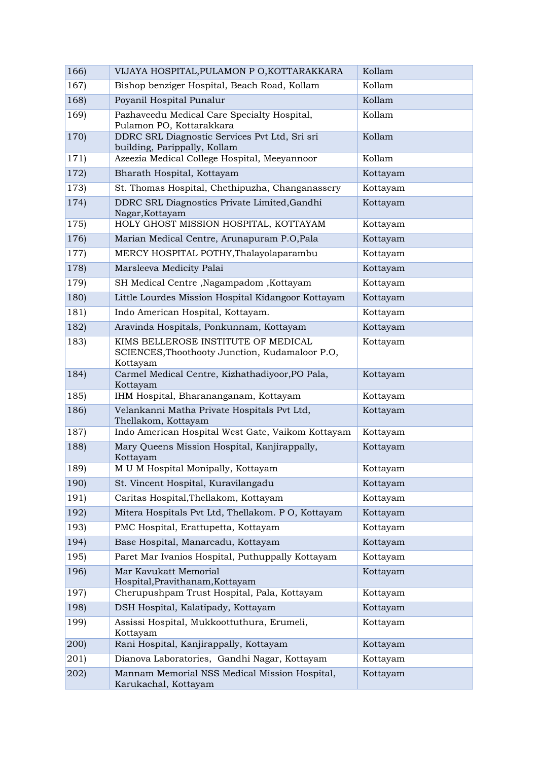| 166) | VIJAYA HOSPITAL,PULAMON P O,KOTTARAKKARA | Kollam |
|---|---|---|
| 167) | Bishop benziger Hospital, Beach Road, Kollam | Kollam |
| 168) | Poyanil Hospital Punalur | Kollam |
| 169) | Pazhaveedu Medical Care Specialty Hospital, Pulamon PO, Kottarakkara | Kollam |
| 170) | DDRC SRL Diagnostic Services Pvt Ltd, Sri sri building, Parippally, Kollam | Kollam |
| 171) | Azeezia Medical College Hospital, Meeyannoor | Kollam |
| 172) | Bharath Hospital, Kottayam | Kottayam |
| 173) | St. Thomas Hospital, Chethipuzha, Changanassery | Kottayam |
| 174) | DDRC SRL Diagnostics Private Limited,Gandhi Nagar,Kottayam | Kottayam |
| 175) | HOLY GHOST MISSION HOSPITAL, KOTTAYAM | Kottayam |
| 176) | Marian Medical Centre, Arunapuram P.O,Pala | Kottayam |
| 177) | MERCY HOSPITAL POTHY,Thalayolaparambu | Kottayam |
| 178) | Marsleeva Medicity Palai | Kottayam |
| 179) | SH Medical Centre ,Nagampadom ,Kottayam | Kottayam |
| 180) | Little Lourdes Mission Hospital Kidangoor Kottayam | Kottayam |
| 181) | Indo American Hospital, Kottayam. | Kottayam |
| 182) | Aravinda Hospitals, Ponkunnam, Kottayam | Kottayam |
| 183) | KIMS BELLEROSE INSTITUTE OF MEDICAL SCIENCES,Thoothooty Junction, Kudamaloor P.O, Kottayam | Kottayam |
| 184) | Carmel Medical Centre, Kizhathadiyoor,PO Pala, Kottayam | Kottayam |
| 185) | IHM Hospital, Bharananganam, Kottayam | Kottayam |
| 186) | Velankanni Matha Private Hospitals Pvt Ltd, Thellakom, Kottayam | Kottayam |
| 187) | Indo American Hospital West Gate, Vaikom Kottayam | Kottayam |
| 188) | Mary Queens Mission Hospital, Kanjirappally, Kottayam | Kottayam |
| 189) | M U M Hospital Monipally, Kottayam | Kottayam |
| 190) | St. Vincent Hospital, Kuravilangadu | Kottayam |
| 191) | Caritas Hospital,Thellakom, Kottayam | Kottayam |
| 192) | Mitera Hospitals Pvt Ltd, Thellakom. P O, Kottayam | Kottayam |
| 193) | PMC Hospital, Erattupetta, Kottayam | Kottayam |
| 194) | Base Hospital, Manarcadu, Kottayam | Kottayam |
| 195) | Paret Mar Ivanios Hospital, Puthuppally Kottayam | Kottayam |
| 196) | Mar Kavukatt Memorial Hospital,Pravithanam,Kottayam | Kottayam |
| 197) | Cherupushpam Trust Hospital, Pala, Kottayam | Kottayam |
| 198) | DSH Hospital, Kalatipady, Kottayam | Kottayam |
| 199) | Assissi Hospital, Mukkoottuthura, Erumeli, Kottayam | Kottayam |
| 200) | Rani Hospital, Kanjirappally, Kottayam | Kottayam |
| 201) | Dianova Laboratories, Gandhi Nagar, Kottayam | Kottayam |
| 202) | Mannam Memorial NSS Medical Mission Hospital, Karukachal, Kottayam | Kottayam |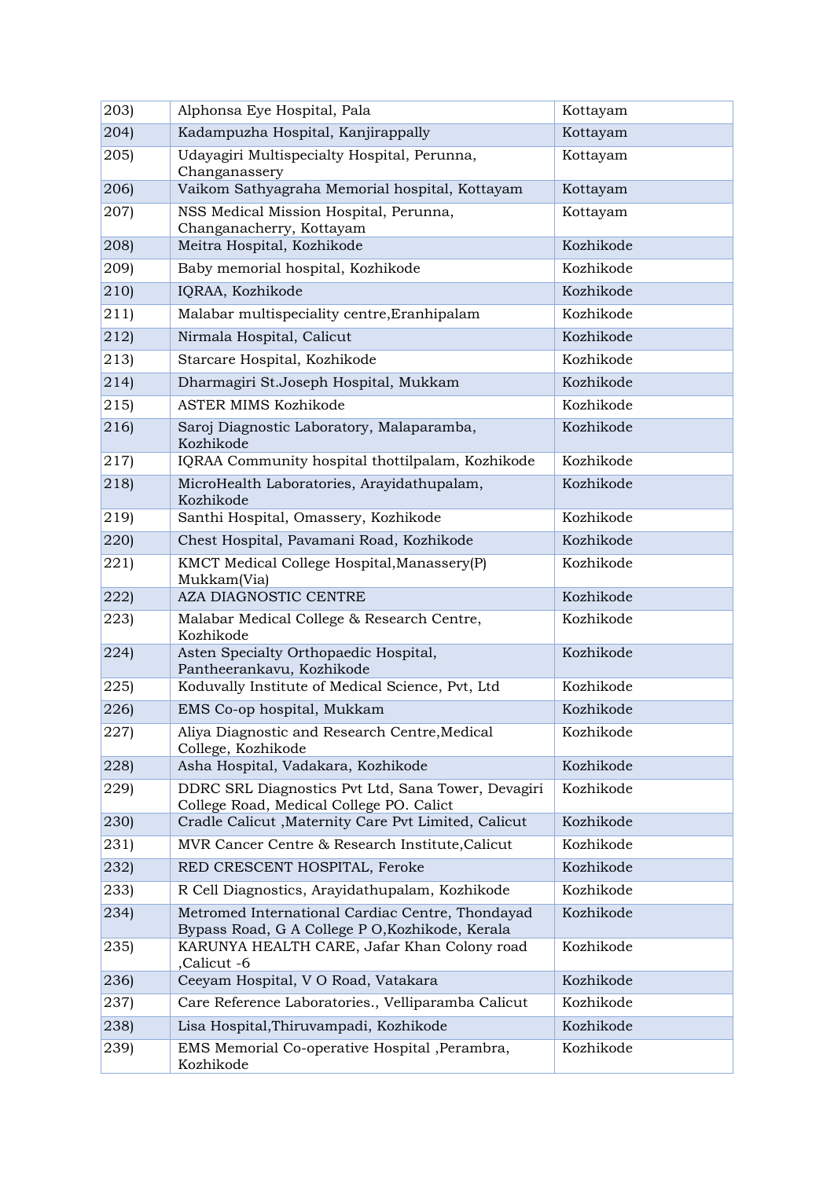| | | |
|---|---|---|
| 203) | Alphonsa Eye Hospital, Pala | Kottayam |
| 204) | Kadampuzha Hospital, Kanjirappally | Kottayam |
| 205) | Udayagiri Multispecialty Hospital, Perunna, Changanassery | Kottayam |
| 206) | Vaikom Sathyagraha Memorial hospital, Kottayam | Kottayam |
| 207) | NSS Medical Mission Hospital, Perunna, Changanacherry, Kottayam | Kottayam |
| 208) | Meitra Hospital, Kozhikode | Kozhikode |
| 209) | Baby memorial hospital, Kozhikode | Kozhikode |
| 210) | IQRAA, Kozhikode | Kozhikode |
| 211) | Malabar multispeciality centre,Eranhipalam | Kozhikode |
| 212) | Nirmala Hospital, Calicut | Kozhikode |
| 213) | Starcare Hospital, Kozhikode | Kozhikode |
| 214) | Dharmagiri St.Joseph Hospital, Mukkam | Kozhikode |
| 215) | ASTER MIMS Kozhikode | Kozhikode |
| 216) | Saroj Diagnostic Laboratory, Malaparamba, Kozhikode | Kozhikode |
| 217) | IQRAA Community hospital thottilpalam, Kozhikode | Kozhikode |
| 218) | MicroHealth Laboratories, Arayidathupalam, Kozhikode | Kozhikode |
| 219) | Santhi Hospital, Omassery, Kozhikode | Kozhikode |
| 220) | Chest Hospital, Pavamani Road, Kozhikode | Kozhikode |
| 221) | KMCT Medical College Hospital,Manassery(P) Mukkam(Via) | Kozhikode |
| 222) | AZA DIAGNOSTIC CENTRE | Kozhikode |
| 223) | Malabar Medical College & Research Centre, Kozhikode | Kozhikode |
| 224) | Asten Specialty Orthopaedic Hospital, Pantheerankavu, Kozhikode | Kozhikode |
| 225) | Koduvally Institute of Medical Science, Pvt, Ltd | Kozhikode |
| 226) | EMS Co-op hospital, Mukkam | Kozhikode |
| 227) | Aliya Diagnostic and Research Centre,Medical College, Kozhikode | Kozhikode |
| 228) | Asha Hospital, Vadakara, Kozhikode | Kozhikode |
| 229) | DDRC SRL Diagnostics Pvt Ltd, Sana Tower, Devagiri College Road, Medical College PO. Calict | Kozhikode |
| 230) | Cradle Calicut ,Maternity Care Pvt Limited, Calicut | Kozhikode |
| 231) | MVR Cancer Centre & Research Institute,Calicut | Kozhikode |
| 232) | RED CRESCENT HOSPITAL, Feroke | Kozhikode |
| 233) | R Cell Diagnostics, Arayidathupalam, Kozhikode | Kozhikode |
| 234) | Metromed International Cardiac Centre, Thondayad Bypass Road, G A College P O,Kozhikode, Kerala | Kozhikode |
| 235) | KARUNYA HEALTH CARE, Jafar Khan Colony road ,Calicut -6 | Kozhikode |
| 236) | Ceeyam Hospital, V O Road, Vatakara | Kozhikode |
| 237) | Care Reference Laboratories., Velliparamba Calicut | Kozhikode |
| 238) | Lisa Hospital,Thiruvampadi, Kozhikode | Kozhikode |
| 239) | EMS Memorial Co-operative Hospital ,Perambra, Kozhikode | Kozhikode |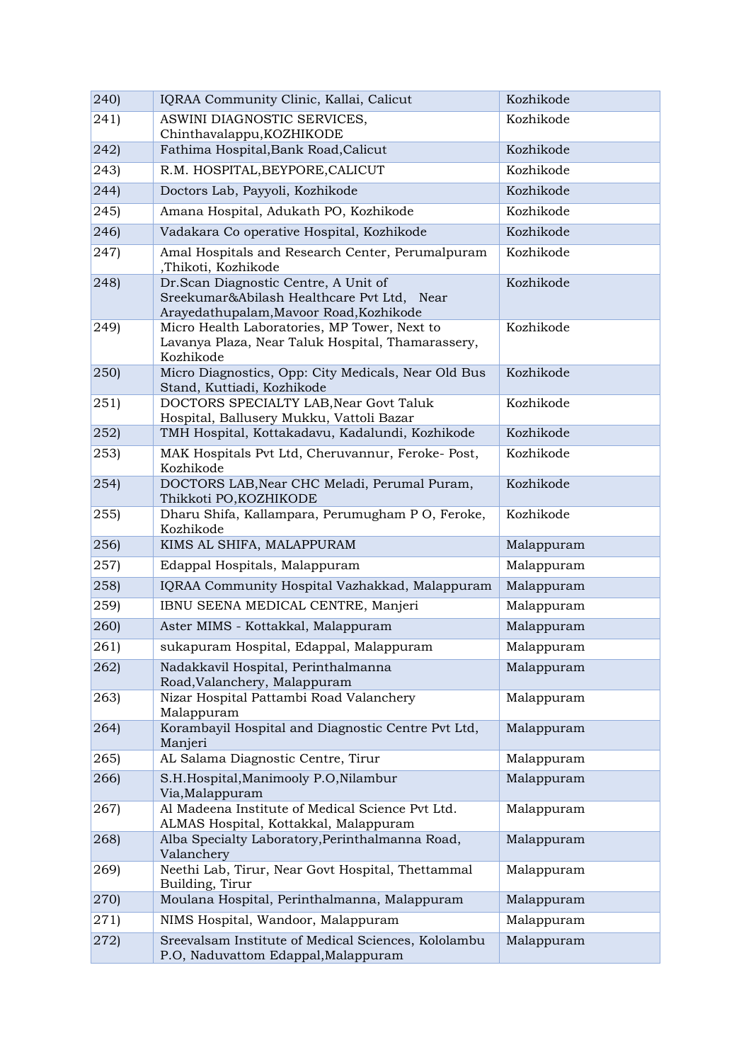| | | |
|---|---|---|
| 240) | IQRAA Community Clinic, Kallai, Calicut | Kozhikode |
| 241) | ASWINI DIAGNOSTIC SERVICES, Chinthavalappu,KOZHIKODE | Kozhikode |
| 242) | Fathima Hospital,Bank Road,Calicut | Kozhikode |
| 243) | R.M. HOSPITAL,BEYPORE,CALICUT | Kozhikode |
| 244) | Doctors Lab, Payyoli, Kozhikode | Kozhikode |
| 245) | Amana Hospital, Adukath PO, Kozhikode | Kozhikode |
| 246) | Vadakara Co operative Hospital, Kozhikode | Kozhikode |
| 247) | Amal Hospitals and Research Center, Perumalpuram ,Thikoti, Kozhikode | Kozhikode |
| 248) | Dr.Scan Diagnostic Centre, A Unit of Sreekumar&Abilash Healthcare Pvt Ltd, Near Arayedathupalam,Mavoor Road,Kozhikode | Kozhikode |
| 249) | Micro Health Laboratories, MP Tower, Next to Lavanya Plaza, Near Taluk Hospital, Thamarassery, Kozhikode | Kozhikode |
| 250) | Micro Diagnostics, Opp: City Medicals, Near Old Bus Stand, Kuttiadi, Kozhikode | Kozhikode |
| 251) | DOCTORS SPECIALTY LAB,Near Govt Taluk Hospital, Ballusery Mukku, Vattoli Bazar | Kozhikode |
| 252) | TMH Hospital, Kottakadavu, Kadalundi, Kozhikode | Kozhikode |
| 253) | MAK Hospitals Pvt Ltd, Cheruvannur, Feroke- Post, Kozhikode | Kozhikode |
| 254) | DOCTORS LAB,Near CHC Meladi, Perumal Puram, Thikkoti PO,KOZHIKODE | Kozhikode |
| 255) | Dharu Shifa, Kallampara, Perumugham P O, Feroke, Kozhikode | Kozhikode |
| 256) | KIMS AL SHIFA, MALAPPURAM | Malappuram |
| 257) | Edappal Hospitals, Malappuram | Malappuram |
| 258) | IQRAA Community Hospital Vazhakkad, Malappuram | Malappuram |
| 259) | IBNU SEENA MEDICAL CENTRE, Manjeri | Malappuram |
| 260) | Aster MIMS - Kottakkal, Malappuram | Malappuram |
| 261) | sukapuram Hospital, Edappal, Malappuram | Malappuram |
| 262) | Nadakkavil Hospital, Perinthalmanna Road,Valanchery, Malappuram | Malappuram |
| 263) | Nizar Hospital Pattambi Road Valanchery Malappuram | Malappuram |
| 264) | Korambayil Hospital and Diagnostic Centre Pvt Ltd, Manjeri | Malappuram |
| 265) | AL Salama Diagnostic Centre, Tirur | Malappuram |
| 266) | S.H.Hospital,Manimooly P.O,Nilambur Via,Malappuram | Malappuram |
| 267) | Al Madeena Institute of Medical Science Pvt Ltd. ALMAS Hospital, Kottakkal, Malappuram | Malappuram |
| 268) | Alba Specialty Laboratory,Perinthalmanna Road, Valanchery | Malappuram |
| 269) | Neethi Lab, Tirur, Near Govt Hospital, Thettammal Building, Tirur | Malappuram |
| 270) | Moulana Hospital, Perinthalmanna, Malappuram | Malappuram |
| 271) | NIMS Hospital, Wandoor, Malappuram | Malappuram |
| 272) | Sreevalsam Institute of Medical Sciences, Kololambu P.O, Naduvattom Edappal,Malappuram | Malappuram |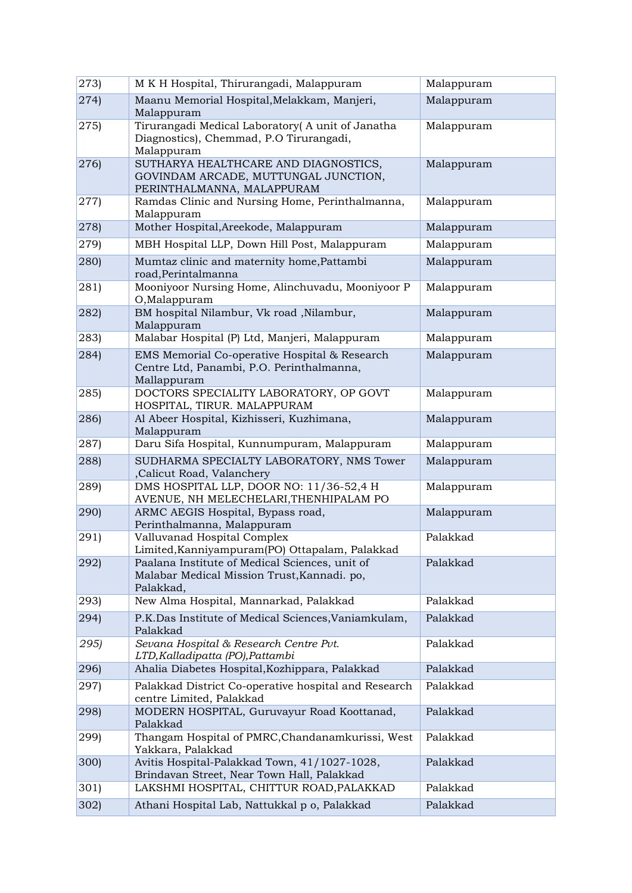| 273) | M K H Hospital, Thirurangadi, Malappuram | Malappuram |
|---|---|---|
| 274) | Maanu Memorial Hospital,Melakkam, Manjeri, Malappuram | Malappuram |
| 275) | Tirurangadi Medical Laboratory( A unit of Janatha Diagnostics), Chemmad, P.O Tirurangadi, Malappuram | Malappuram |
| 276) | SUTHARYA HEALTHCARE AND DIAGNOSTICS, GOVINDAM ARCADE, MUTTUNGAL JUNCTION, PERINTHALMANNA, MALAPPURAM | Malappuram |
| 277) | Ramdas Clinic and Nursing Home, Perinthalmanna, Malappuram | Malappuram |
| 278) | Mother Hospital,Areekode, Malappuram | Malappuram |
| 279) | MBH Hospital LLP, Down Hill Post, Malappuram | Malappuram |
| 280) | Mumtaz clinic and maternity home,Pattambi road,Perintalmanna | Malappuram |
| 281) | Mooniyoor Nursing Home, Alinchuvadu, Mooniyoor P O,Malappuram | Malappuram |
| 282) | BM hospital Nilambur, Vk road ,Nilambur, Malappuram | Malappuram |
| 283) | Malabar Hospital (P) Ltd, Manjeri, Malappuram | Malappuram |
| 284) | EMS Memorial Co-operative Hospital & Research Centre Ltd, Panambi, P.O. Perinthalmanna, Mallappuram | Malappuram |
| 285) | DOCTORS SPECIALITY LABORATORY, OP GOVT HOSPITAL, TIRUR. MALAPPURAM | Malappuram |
| 286) | Al Abeer Hospital, Kizhisseri, Kuzhimana, Malappuram | Malappuram |
| 287) | Daru Sifa Hospital, Kunnumpuram, Malappuram | Malappuram |
| 288) | SUDHARMA SPECIALTY LABORATORY, NMS Tower ,Calicut Road, Valanchery | Malappuram |
| 289) | DMS HOSPITAL LLP, DOOR NO: 11/36-52,4 H AVENUE, NH MELECHELARI,THENHIPALAM PO | Malappuram |
| 290) | ARMC AEGIS Hospital, Bypass road, Perinthalmanna, Malappuram | Malappuram |
| 291) | Valluvanad Hospital Complex Limited,Kanniyampuram(PO) Ottapalam, Palakkad | Palakkad |
| 292) | Paalana Institute of Medical Sciences, unit of Malabar Medical Mission Trust,Kannadi. po, Palakkad, | Palakkad |
| 293) | New Alma Hospital, Mannarkad, Palakkad | Palakkad |
| 294) | P.K.Das Institute of Medical Sciences,Vaniamkulam, Palakkad | Palakkad |
| *295)* | *Sevana Hospital & Research Centre Pvt. LTD,Kalladipatta (PO),Pattambi* | Palakkad |
| 296) | Ahalia Diabetes Hospital,Kozhippara, Palakkad | Palakkad |
| 297) | Palakkad District Co-operative hospital and Research centre Limited, Palakkad | Palakkad |
| 298) | MODERN HOSPITAL, Guruvayur Road Koottanad, Palakkad | Palakkad |
| 299) | Thangam Hospital of PMRC,Chandanamkurissi, West Yakkara, Palakkad | Palakkad |
| 300) | Avitis Hospital-Palakkad Town, 41/1027-1028, Brindavan Street, Near Town Hall, Palakkad | Palakkad |
| 301) | LAKSHMI HOSPITAL, CHITTUR ROAD,PALAKKAD | Palakkad |
| 302) | Athani Hospital Lab, Nattukkal p o, Palakkad | Palakkad |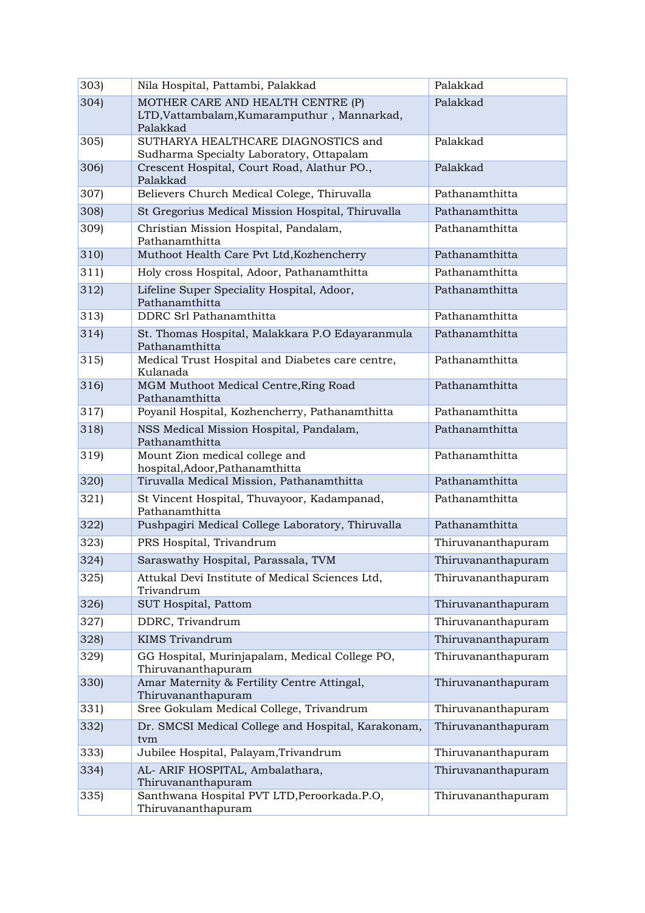| 303) | Nila Hospital, Pattambi, Palakkad | Palakkad |
|---|---|---|
| 304) | MOTHER CARE AND HEALTH CENTRE (P) LTD,Vattambalam,Kumaramputhur , Mannarkad, Palakkad | Palakkad |
| 305) | SUTHARYA HEALTHCARE DIAGNOSTICS and Sudharma Specialty Laboratory, Ottapalam | Palakkad |
| 306) | Crescent Hospital, Court Road, Alathur PO., Palakkad | Palakkad |
| 307) | Believers Church Medical Colege, Thiruvalla | Pathanamthitta |
| 308) | St Gregorius Medical Mission Hospital, Thiruvalla | Pathanamthitta |
| 309) | Christian Mission Hospital, Pandalam, Pathanamthitta | Pathanamthitta |
| 310) | Muthoot Health Care Pvt Ltd,Kozhencherry | Pathanamthitta |
| 311) | Holy cross Hospital, Adoor, Pathanamthitta | Pathanamthitta |
| 312) | Lifeline Super Speciality Hospital, Adoor, Pathanamthitta | Pathanamthitta |
| 313) | DDRC Srl Pathanamthitta | Pathanamthitta |
| 314) | St. Thomas Hospital, Malakkara P.O Edayaranmula Pathanamthitta | Pathanamthitta |
| 315) | Medical Trust Hospital and Diabetes care centre, Kulanada | Pathanamthitta |
| 316) | MGM Muthoot Medical Centre,Ring Road Pathanamthitta | Pathanamthitta |
| 317) | Poyanil Hospital, Kozhencherry, Pathanamthitta | Pathanamthitta |
| 318) | NSS Medical Mission Hospital, Pandalam, Pathanamthitta | Pathanamthitta |
| 319) | Mount Zion medical college and hospital,Adoor,Pathanamthitta | Pathanamthitta |
| 320) | Tiruvalla Medical Mission, Pathanamthitta | Pathanamthitta |
| 321) | St Vincent Hospital, Thuvayoor, Kadampanad, Pathanamthitta | Pathanamthitta |
| 322) | Pushpagiri Medical College Laboratory, Thiruvalla | Pathanamthitta |
| 323) | PRS Hospital, Trivandrum | Thiruvananthapuram |
| 324) | Saraswathy Hospital, Parassala, TVM | Thiruvananthapuram |
| 325) | Attukal Devi Institute of Medical Sciences Ltd, Trivandrum | Thiruvananthapuram |
| 326) | SUT Hospital, Pattom | Thiruvananthapuram |
| 327) | DDRC, Trivandrum | Thiruvananthapuram |
| 328) | KIMS Trivandrum | Thiruvananthapuram |
| 329) | GG Hospital, Murinjapalam, Medical College PO, Thiruvananthapuram | Thiruvananthapuram |
| 330) | Amar Maternity & Fertility Centre Attingal, Thiruvananthapuram | Thiruvananthapuram |
| 331) | Sree Gokulam Medical College, Trivandrum | Thiruvananthapuram |
| 332) | Dr. SMCSI Medical College and Hospital, Karakonam, tvm | Thiruvananthapuram |
| 333) | Jubilee Hospital, Palayam,Trivandrum | Thiruvananthapuram |
| 334) | AL- ARIF HOSPITAL, Ambalathara, Thiruvananthapuram | Thiruvananthapuram |
| 335) | Santhwana Hospital PVT LTD,Peroorkada.P.O, Thiruvananthapuram | Thiruvananthapuram |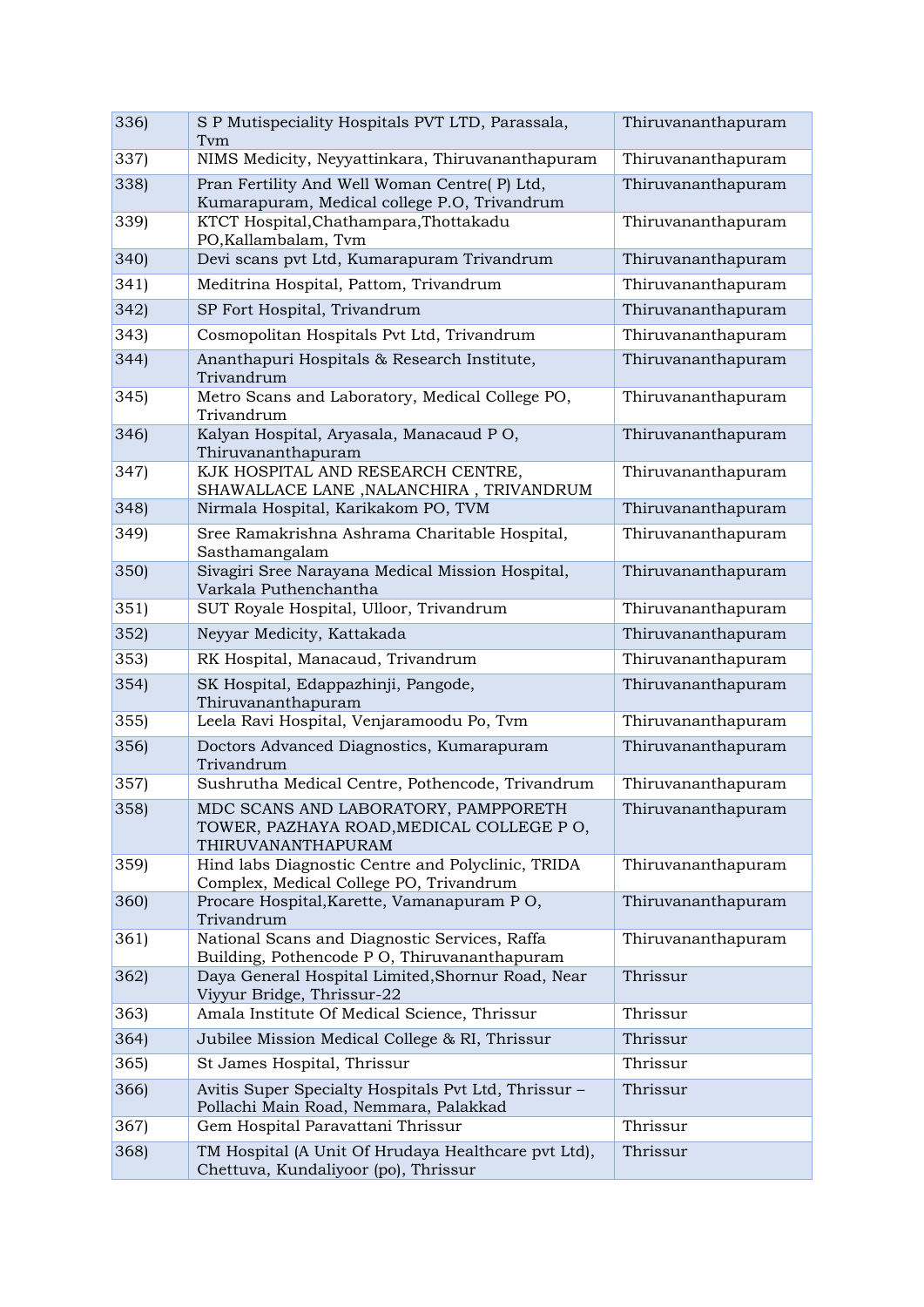| | | |
|---|---|---|
| 336) | S P Mutispeciality Hospitals PVT LTD, Parassala, Tvm | Thiruvananthapuram |
| 337) | NIMS Medicity, Neyyattinkara, Thiruvananthapuram | Thiruvananthapuram |
| 338) | Pran Fertility And Well Woman Centre( P) Ltd, Kumarapuram, Medical college P.O, Trivandrum | Thiruvananthapuram |
| 339) | KTCT Hospital,Chathampara,Thottakadu PO,Kallambalam, Tvm | Thiruvananthapuram |
| 340) | Devi scans pvt Ltd, Kumarapuram Trivandrum | Thiruvananthapuram |
| 341) | Meditrina Hospital, Pattom, Trivandrum | Thiruvananthapuram |
| 342) | SP Fort Hospital, Trivandrum | Thiruvananthapuram |
| 343) | Cosmopolitan Hospitals Pvt Ltd, Trivandrum | Thiruvananthapuram |
| 344) | Ananthapuri Hospitals & Research Institute, Trivandrum | Thiruvananthapuram |
| 345) | Metro Scans and Laboratory, Medical College PO, Trivandrum | Thiruvananthapuram |
| 346) | Kalyan Hospital, Aryasala, Manacaud P O, Thiruvananthapuram | Thiruvananthapuram |
| 347) | KJK HOSPITAL AND RESEARCH CENTRE, SHAWALLACE LANE ,NALANCHIRA , TRIVANDRUM | Thiruvananthapuram |
| 348) | Nirmala Hospital, Karikakom PO, TVM | Thiruvananthapuram |
| 349) | Sree Ramakrishna Ashrama Charitable Hospital, Sasthamangalam | Thiruvananthapuram |
| 350) | Sivagiri Sree Narayana Medical Mission Hospital, Varkala Puthenchantha | Thiruvananthapuram |
| 351) | SUT Royale Hospital, Ulloor, Trivandrum | Thiruvananthapuram |
| 352) | Neyyar Medicity, Kattakada | Thiruvananthapuram |
| 353) | RK Hospital, Manacaud, Trivandrum | Thiruvananthapuram |
| 354) | SK Hospital, Edappazhinji, Pangode, Thiruvananthapuram | Thiruvananthapuram |
| 355) | Leela Ravi Hospital, Venjaramoodu Po, Tvm | Thiruvananthapuram |
| 356) | Doctors Advanced Diagnostics, Kumarapuram Trivandrum | Thiruvananthapuram |
| 357) | Sushrutha Medical Centre, Pothencode, Trivandrum | Thiruvananthapuram |
| 358) | MDC SCANS AND LABORATORY, PAMPPORETH TOWER, PAZHAYA ROAD,MEDICAL COLLEGE P O, THIRUVANANTHAPURAM | Thiruvananthapuram |
| 359) | Hind labs Diagnostic Centre and Polyclinic, TRIDA Complex, Medical College PO, Trivandrum | Thiruvananthapuram |
| 360) | Procare Hospital,Karette, Vamanapuram P O, Trivandrum | Thiruvananthapuram |
| 361) | National Scans and Diagnostic Services, Raffa Building, Pothencode P O, Thiruvananthapuram | Thiruvananthapuram |
| 362) | Daya General Hospital Limited,Shornur Road, Near Viyyur Bridge, Thrissur-22 | Thrissur |
| 363) | Amala Institute Of Medical Science, Thrissur | Thrissur |
| 364) | Jubilee Mission Medical College & RI, Thrissur | Thrissur |
| 365) | St James Hospital, Thrissur | Thrissur |
| 366) | Avitis Super Specialty Hospitals Pvt Ltd, Thrissur – Pollachi Main Road, Nemmara, Palakkad | Thrissur |
| 367) | Gem Hospital Paravattani Thrissur | Thrissur |
| 368) | TM Hospital (A Unit Of Hrudaya Healthcare pvt Ltd), Chettuva, Kundaliyoor (po), Thrissur | Thrissur |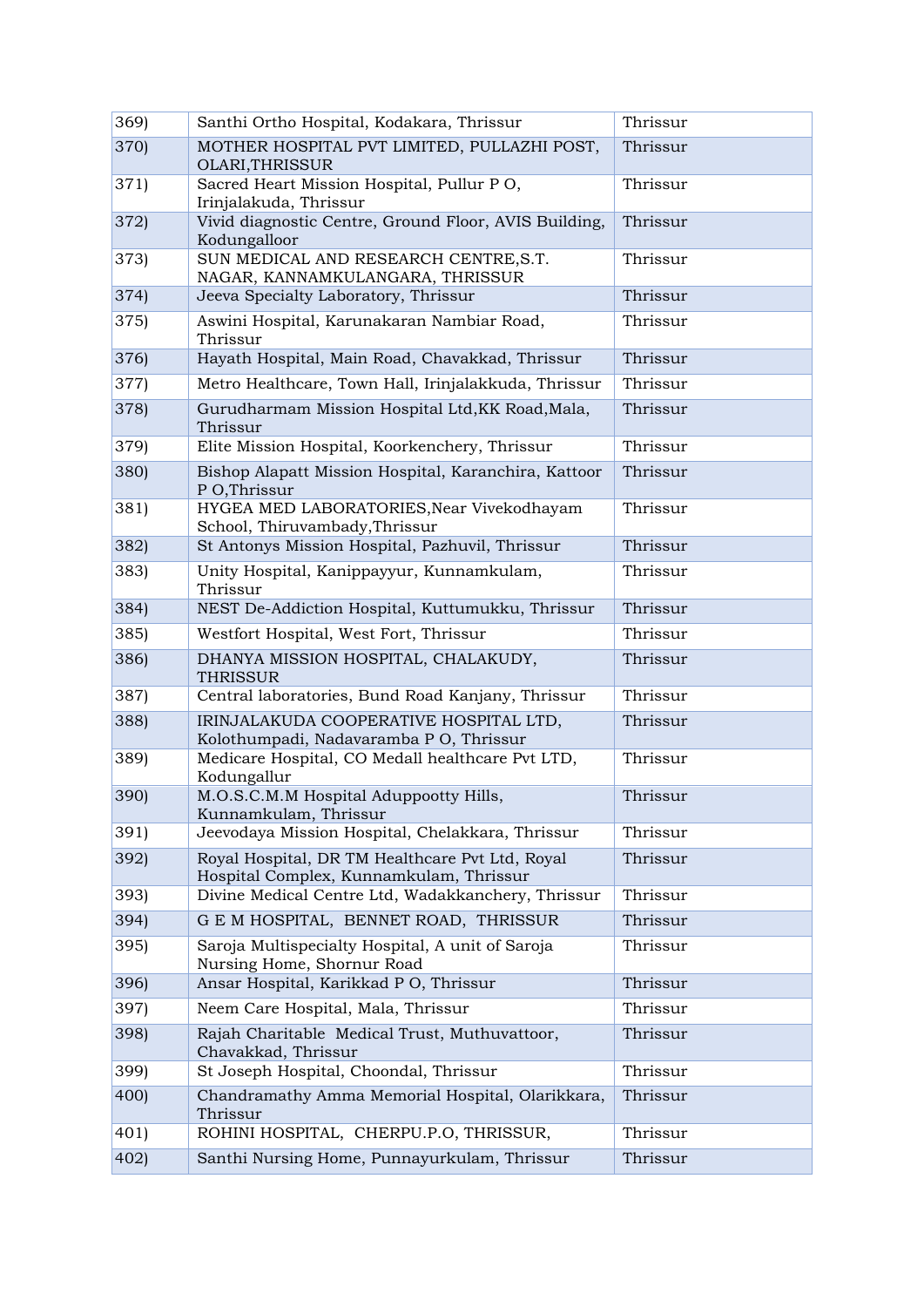| | | |
|---|---|---|
| 369) | Santhi Ortho Hospital, Kodakara, Thrissur | Thrissur |
| 370) | MOTHER HOSPITAL PVT LIMITED, PULLAZHI POST, OLARI,THRISSUR | Thrissur |
| 371) | Sacred Heart Mission Hospital, Pullur P O, Irinjalakuda, Thrissur | Thrissur |
| 372) | Vivid diagnostic Centre, Ground Floor, AVIS Building, Kodungalloor | Thrissur |
| 373) | SUN MEDICAL AND RESEARCH CENTRE,S.T. NAGAR, KANNAMKULANGARA, THRISSUR | Thrissur |
| 374) | Jeeva Specialty Laboratory, Thrissur | Thrissur |
| 375) | Aswini Hospital, Karunakaran Nambiar Road, Thrissur | Thrissur |
| 376) | Hayath Hospital, Main Road, Chavakkad, Thrissur | Thrissur |
| 377) | Metro Healthcare, Town Hall, Irinjalakkuda, Thrissur | Thrissur |
| 378) | Gurudharmam Mission Hospital Ltd,KK Road,Mala, Thrissur | Thrissur |
| 379) | Elite Mission Hospital, Koorkenchery, Thrissur | Thrissur |
| 380) | Bishop Alapatt Mission Hospital, Karanchira, Kattoor P O,Thrissur | Thrissur |
| 381) | HYGEA MED LABORATORIES,Near Vivekodhayam School, Thiruvambady,Thrissur | Thrissur |
| 382) | St Antonys Mission Hospital, Pazhuvil, Thrissur | Thrissur |
| 383) | Unity Hospital, Kanippayyur, Kunnamkulam, Thrissur | Thrissur |
| 384) | NEST De-Addiction Hospital, Kuttumukku, Thrissur | Thrissur |
| 385) | Westfort Hospital, West Fort, Thrissur | Thrissur |
| 386) | DHANYA MISSION HOSPITAL, CHALAKUDY, THRISSUR | Thrissur |
| 387) | Central laboratories, Bund Road Kanjany, Thrissur | Thrissur |
| 388) | IRINJALAKUDA COOPERATIVE HOSPITAL LTD, Kolothumpadi, Nadavaramba P O, Thrissur | Thrissur |
| 389) | Medicare Hospital, CO Medall healthcare Pvt LTD, Kodungallur | Thrissur |
| 390) | M.O.S.C.M.M Hospital Aduppooty Hills, Kunnamkulam, Thrissur | Thrissur |
| 391) | Jeevodaya Mission Hospital, Chelakkara, Thrissur | Thrissur |
| 392) | Royal Hospital, DR TM Healthcare Pvt Ltd, Royal Hospital Complex, Kunnamkulam, Thrissur | Thrissur |
| 393) | Divine Medical Centre Ltd, Wadakkanchery, Thrissur | Thrissur |
| 394) | G E M HOSPITAL, BENNET ROAD, THRISSUR | Thrissur |
| 395) | Saroja Multispecialty Hospital, A unit of Saroja Nursing Home, Shornur Road | Thrissur |
| 396) | Ansar Hospital, Karikkad P O, Thrissur | Thrissur |
| 397) | Neem Care Hospital, Mala, Thrissur | Thrissur |
| 398) | Rajah Charitable Medical Trust, Muthuvattoor, Chavakkad, Thrissur | Thrissur |
| 399) | St Joseph Hospital, Choondal, Thrissur | Thrissur |
| 400) | Chandramathy Amma Memorial Hospital, Olarikkara, Thrissur | Thrissur |
| 401) | ROHINI HOSPITAL, CHERPU.P.O, THRISSUR, | Thrissur |
| 402) | Santhi Nursing Home, Punnayurkulam, Thrissur | Thrissur |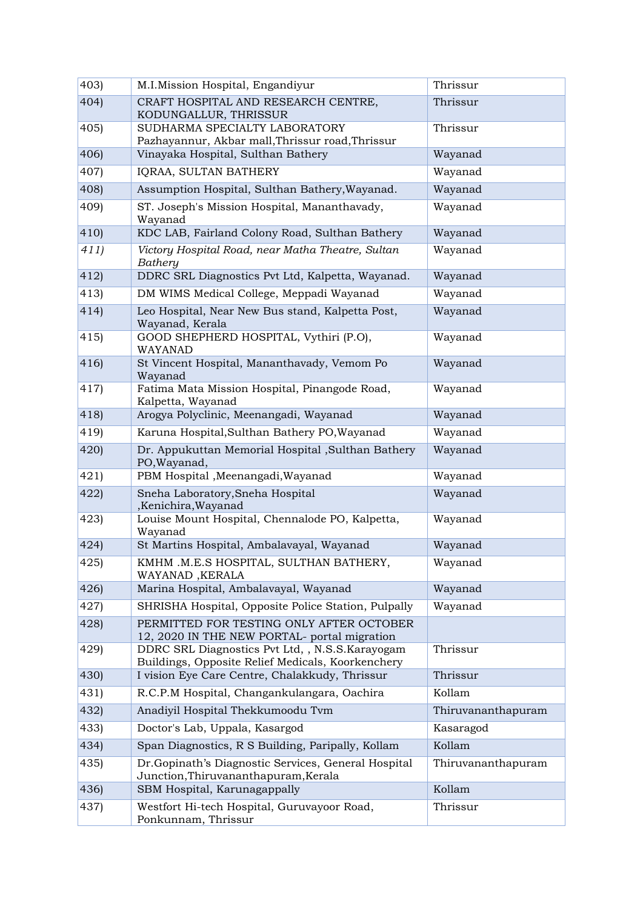| | | |
|---|---|---|
| 403) | M.I.Mission Hospital, Engandiyur | Thrissur |
| 404) | CRAFT HOSPITAL AND RESEARCH CENTRE, KODUNGALLUR, THRISSUR | Thrissur |
| 405) | SUDHARMA SPECIALTY LABORATORY Pazhayannur, Akbar mall,Thrissur road,Thrissur | Thrissur |
| 406) | Vinayaka Hospital, Sulthan Bathery | Wayanad |
| 407) | IQRAA, SULTAN BATHERY | Wayanad |
| 408) | Assumption Hospital, Sulthan Bathery,Wayanad. | Wayanad |
| 409) | ST. Joseph's Mission Hospital, Mananthavady, Wayanad | Wayanad |
| 410) | KDC LAB, Fairland Colony Road, Sulthan Bathery | Wayanad |
| *411)* | *Victory Hospital Road, near Matha Theatre, Sultan Bathery* | Wayanad |
| 412) | DDRC SRL Diagnostics Pvt Ltd, Kalpetta, Wayanad. | Wayanad |
| 413) | DM WIMS Medical College, Meppadi Wayanad | Wayanad |
| 414) | Leo Hospital, Near New Bus stand, Kalpetta Post, Wayanad, Kerala | Wayanad |
| 415) | GOOD SHEPHERD HOSPITAL, Vythiri (P.O), WAYANAD | Wayanad |
| 416) | St Vincent Hospital, Mananthavady, Vemom Po Wayanad | Wayanad |
| 417) | Fatima Mata Mission Hospital, Pinangode Road, Kalpetta, Wayanad | Wayanad |
| 418) | Arogya Polyclinic, Meenangadi, Wayanad | Wayanad |
| 419) | Karuna Hospital,Sulthan Bathery PO,Wayanad | Wayanad |
| 420) | Dr. Appukuttan Memorial Hospital ,Sulthan Bathery PO,Wayanad, | Wayanad |
| 421) | PBM Hospital ,Meenangadi,Wayanad | Wayanad |
| 422) | Sneha Laboratory,Sneha Hospital ,Kenichira,Wayanad | Wayanad |
| 423) | Louise Mount Hospital, Chennalode PO, Kalpetta, Wayanad | Wayanad |
| 424) | St Martins Hospital, Ambalavayal, Wayanad | Wayanad |
| 425) | KMHM .M.E.S HOSPITAL, SULTHAN BATHERY, WAYANAD ,KERALA | Wayanad |
| 426) | Marina Hospital, Ambalavayal, Wayanad | Wayanad |
| 427) | SHRISHA Hospital, Opposite Police Station, Pulpally | Wayanad |
| 428) | PERMITTED FOR TESTING ONLY AFTER OCTOBER 12, 2020 IN THE NEW PORTAL- portal migration | |
| 429) | DDRC SRL Diagnostics Pvt Ltd, , N.S.S.Karayogam Buildings, Opposite Relief Medicals, Koorkenchery | Thrissur |
| 430) | I vision Eye Care Centre, Chalakkudy, Thrissur | Thrissur |
| 431) | R.C.P.M Hospital, Changankulangara, Oachira | Kollam |
| 432) | Anadiyil Hospital Thekkumoodu Tvm | Thiruvananthapuram |
| 433) | Doctor's Lab, Uppala, Kasargod | Kasaragod |
| 434) | Span Diagnostics, R S Building, Paripally, Kollam | Kollam |
| 435) | Dr.Gopinath's Diagnostic Services, General Hospital Junction,Thiruvananthapuram,Kerala | Thiruvananthapuram |
| 436) | SBM Hospital, Karunagappally | Kollam |
| 437) | Westfort Hi-tech Hospital, Guruvayoor Road, Ponkunnam, Thrissur | Thrissur |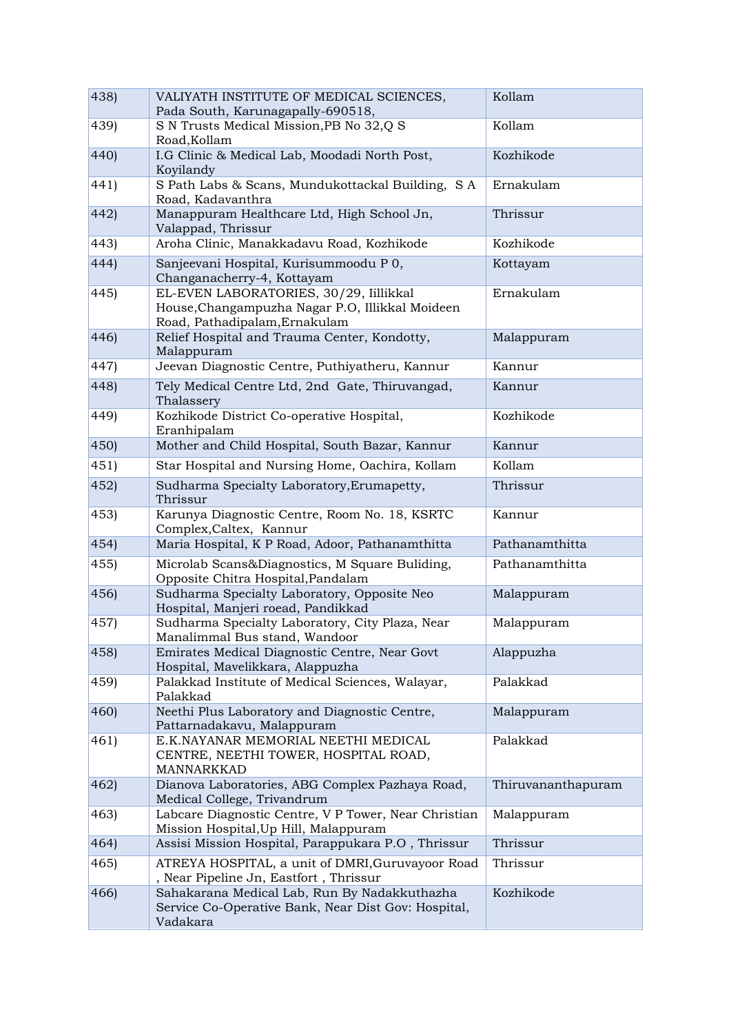| | | |
|---|---|---|
| 438) | VALIYATH INSTITUTE OF MEDICAL SCIENCES, Pada South, Karunagapally-690518, | Kollam |
| 439) | S N Trusts Medical Mission,PB No 32,Q S Road,Kollam | Kollam |
| 440) | I.G Clinic & Medical Lab, Moodadi North Post, Koyilandy | Kozhikode |
| 441) | S Path Labs & Scans, Mundukottackal Building, S A Road, Kadavanthra | Ernakulam |
| 442) | Manappuram Healthcare Ltd, High School Jn, Valappad, Thrissur | Thrissur |
| 443) | Aroha Clinic, Manakkadavu Road, Kozhikode | Kozhikode |
| 444) | Sanjeevani Hospital, Kurisummoodu P 0, Changanacherry-4, Kottayam | Kottayam |
| 445) | EL-EVEN LABORATORIES, 30/29, Iillikkal House,Changampuzha Nagar P.O, Illikkal Moideen Road, Pathadipalam,Ernakulam | Ernakulam |
| 446) | Relief Hospital and Trauma Center, Kondotty, Malappuram | Malappuram |
| 447) | Jeevan Diagnostic Centre, Puthiyatheru, Kannur | Kannur |
| 448) | Tely Medical Centre Ltd, 2nd Gate, Thiruvangad, Thalassery | Kannur |
| 449) | Kozhikode District Co-operative Hospital, Eranhipalam | Kozhikode |
| 450) | Mother and Child Hospital, South Bazar, Kannur | Kannur |
| 451) | Star Hospital and Nursing Home, Oachira, Kollam | Kollam |
| 452) | Sudharma Specialty Laboratory,Erumapetty, Thrissur | Thrissur |
| 453) | Karunya Diagnostic Centre, Room No. 18, KSRTC Complex,Caltex, Kannur | Kannur |
| 454) | Maria Hospital, K P Road, Adoor, Pathanamthitta | Pathanamthitta |
| 455) | Microlab Scans&Diagnostics, M Square Buliding, Opposite Chitra Hospital,Pandalam | Pathanamthitta |
| 456) | Sudharma Specialty Laboratory, Opposite Neo Hospital, Manjeri roead, Pandikkad | Malappuram |
| 457) | Sudharma Specialty Laboratory, City Plaza, Near Manalimmal Bus stand, Wandoor | Malappuram |
| 458) | Emirates Medical Diagnostic Centre, Near Govt Hospital, Mavelikkara, Alappuzha | Alappuzha |
| 459) | Palakkad Institute of Medical Sciences, Walayar, Palakkad | Palakkad |
| 460) | Neethi Plus Laboratory and Diagnostic Centre, Pattarnadakavu, Malappuram | Malappuram |
| 461) | E.K.NAYANAR MEMORIAL NEETHI MEDICAL CENTRE, NEETHI TOWER, HOSPITAL ROAD, MANNARKKAD | Palakkad |
| 462) | Dianova Laboratories, ABG Complex Pazhaya Road, Medical College, Trivandrum | Thiruvananthapuram |
| 463) | Labcare Diagnostic Centre, V P Tower, Near Christian Mission Hospital,Up Hill, Malappuram | Malappuram |
| 464) | Assisi Mission Hospital, Parappukara P.O , Thrissur | Thrissur |
| 465) | ATREYA HOSPITAL, a unit of DMRI,Guruvayoor Road , Near Pipeline Jn, Eastfort , Thrissur | Thrissur |
| 466) | Sahakarana Medical Lab, Run By Nadakkuthazha Service Co-Operative Bank, Near Dist Gov: Hospital, Vadakara | Kozhikode |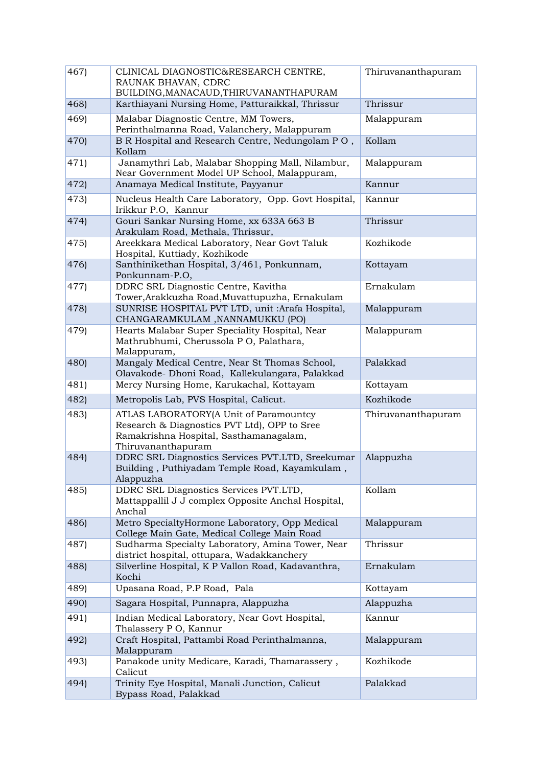| | | |
|---|---|---|
| 467) | CLINICAL DIAGNOSTIC&RESEARCH CENTRE, RAUNAK BHAVAN, CDRC BUILDING,MANACAUD,THIRUVANANTHAPURAM | Thiruvananthapuram |
| 468) | Karthiayani Nursing Home, Patturaikkal, Thrissur | Thrissur |
| 469) | Malabar Diagnostic Centre, MM Towers, Perinthalmanna Road, Valanchery, Malappuram | Malappuram |
| 470) | B R Hospital and Research Centre, Nedungolam P O , Kollam | Kollam |
| 471) | Janamythri Lab, Malabar Shopping Mall, Nilambur, Near Government Model UP School, Malappuram, | Malappuram |
| 472) | Anamaya Medical Institute, Payyanur | Kannur |
| 473) | Nucleus Health Care Laboratory, Opp. Govt Hospital, Irikkur P.O, Kannur | Kannur |
| 474) | Gouri Sankar Nursing Home, xx 633A 663 B Arakulam Road, Methala, Thrissur, | Thrissur |
| 475) | Areekkara Medical Laboratory, Near Govt Taluk Hospital, Kuttiady, Kozhikode | Kozhikode |
| 476) | Santhinikethan Hospital, 3/461, Ponkunnam, Ponkunnam-P.O, | Kottayam |
| 477) | DDRC SRL Diagnostic Centre, Kavitha Tower,Arakkuzha Road,Muvattupuzha, Ernakulam | Ernakulam |
| 478) | SUNRISE HOSPITAL PVT LTD, unit :Arafa Hospital, CHANGARAMKULAM ,NANNAMUKKU (PO) | Malappuram |
| 479) | Hearts Malabar Super Speciality Hospital, Near Mathrubhumi, Cherussola P O, Palathara, Malappuram, | Malappuram |
| 480) | Mangaly Medical Centre, Near St Thomas School, Olavakode- Dhoni Road, Kallekulangara, Palakkad | Palakkad |
| 481) | Mercy Nursing Home, Karukachal, Kottayam | Kottayam |
| 482) | Metropolis Lab, PVS Hospital, Calicut. | Kozhikode |
| 483) | ATLAS LABORATORY(A Unit of Paramountcy Research & Diagnostics PVT Ltd), OPP to Sree Ramakrishna Hospital, Sasthamanagalam, Thiruvananthapuram | Thiruvananthapuram |
| 484) | DDRC SRL Diagnostics Services PVT.LTD, Sreekumar Building , Puthiyadam Temple Road, Kayamkulam , Alappuzha | Alappuzha |
| 485) | DDRC SRL Diagnostics Services PVT.LTD, Mattappallil J J complex Opposite Anchal Hospital, Anchal | Kollam |
| 486) | Metro SpecialtyHormone Laboratory, Opp Medical College Main Gate, Medical College Main Road | Malappuram |
| 487) | Sudharma Specialty Laboratory, Amina Tower, Near district hospital, ottupara, Wadakkanchery | Thrissur |
| 488) | Silverline Hospital, K P Vallon Road, Kadavanthra, Kochi | Ernakulam |
| 489) | Upasana Road, P.P Road, Pala | Kottayam |
| 490) | Sagara Hospital, Punnapra, Alappuzha | Alappuzha |
| 491) | Indian Medical Laboratory, Near Govt Hospital, Thalassery P O, Kannur | Kannur |
| 492) | Craft Hospital, Pattambi Road Perinthalmanna, Malappuram | Malappuram |
| 493) | Panakode unity Medicare, Karadi, Thamarassery , Calicut | Kozhikode |
| 494) | Trinity Eye Hospital, Manali Junction, Calicut Bypass Road, Palakkad | Palakkad |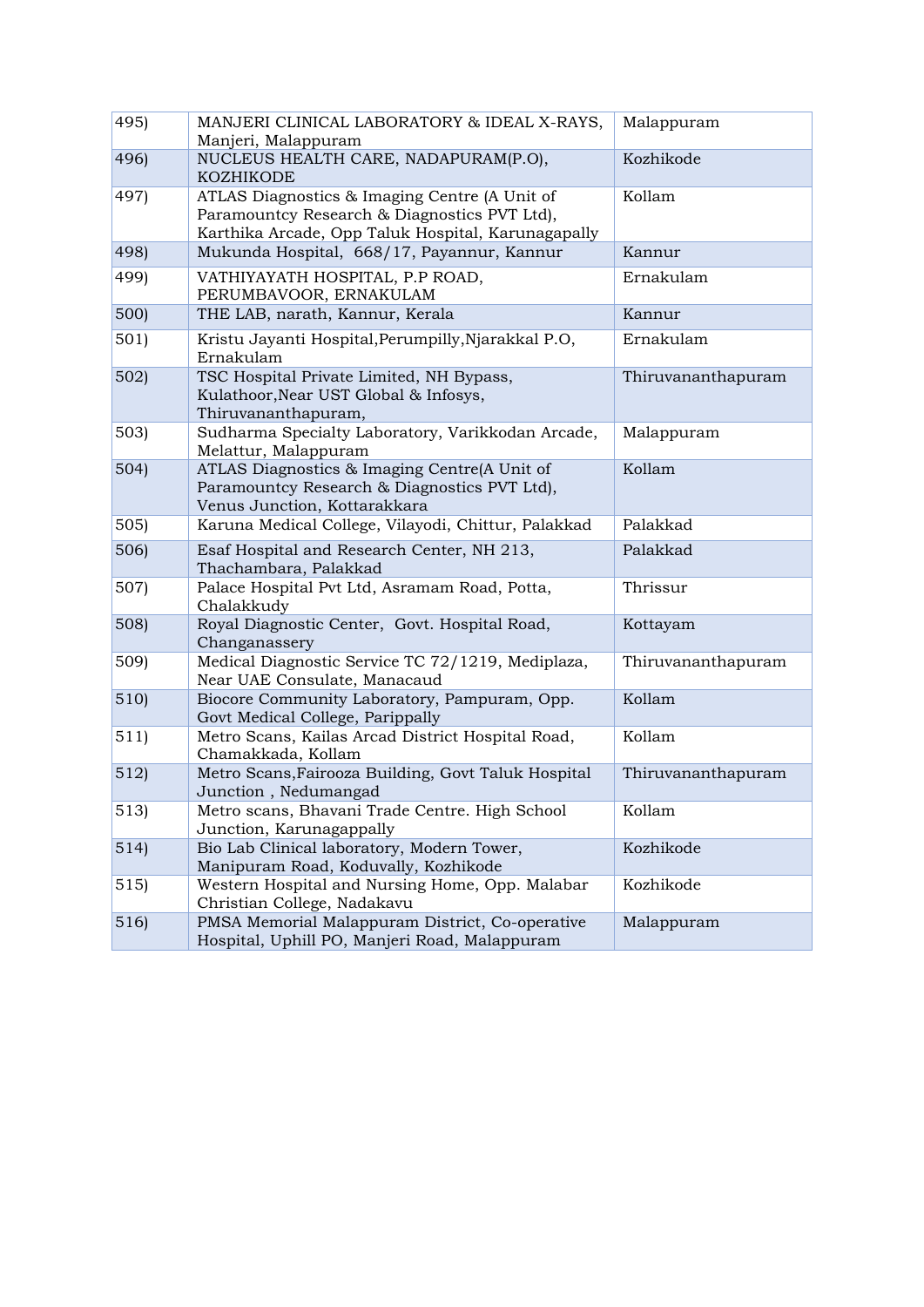| | | |
|---|---|---|
| 495) | MANJERI CLINICAL LABORATORY & IDEAL X-RAYS, Manjeri, Malappuram | Malappuram |
| 496) | NUCLEUS HEALTH CARE, NADAPURAM(P.O), KOZHIKODE | Kozhikode |
| 497) | ATLAS Diagnostics & Imaging Centre (A Unit of Paramountcy Research & Diagnostics PVT Ltd), Karthika Arcade, Opp Taluk Hospital, Karunagapally | Kollam |
| 498) | Mukunda Hospital, 668/17, Payannur, Kannur | Kannur |
| 499) | VATHIYAYATH HOSPITAL, P.P ROAD, PERUMBAVOOR, ERNAKULAM | Ernakulam |
| 500) | THE LAB, narath, Kannur, Kerala | Kannur |
| 501) | Kristu Jayanti Hospital,Perumpilly,Njarakkal P.O, Ernakulam | Ernakulam |
| 502) | TSC Hospital Private Limited, NH Bypass, Kulathoor,Near UST Global & Infosys, Thiruvananthapuram, | Thiruvananthapuram |
| 503) | Sudharma Specialty Laboratory, Varikkodan Arcade, Melattur, Malappuram | Malappuram |
| 504) | ATLAS Diagnostics & Imaging Centre(A Unit of Paramountcy Research & Diagnostics PVT Ltd), Venus Junction, Kottarakkara | Kollam |
| 505) | Karuna Medical College, Vilayodi, Chittur, Palakkad | Palakkad |
| 506) | Esaf Hospital and Research Center, NH 213, Thachambara, Palakkad | Palakkad |
| 507) | Palace Hospital Pvt Ltd, Asramam Road, Potta, Chalakkudy | Thrissur |
| 508) | Royal Diagnostic Center, Govt. Hospital Road, Changanassery | Kottayam |
| 509) | Medical Diagnostic Service TC 72/1219, Mediplaza, Near UAE Consulate, Manacaud | Thiruvananthapuram |
| 510) | Biocore Community Laboratory, Pampuram, Opp. Govt Medical College, Parippally | Kollam |
| 511) | Metro Scans, Kailas Arcad District Hospital Road, Chamakkada, Kollam | Kollam |
| 512) | Metro Scans,Fairooza Building, Govt Taluk Hospital Junction , Nedumangad | Thiruvananthapuram |
| 513) | Metro scans, Bhavani Trade Centre. High School Junction, Karunagappally | Kollam |
| 514) | Bio Lab Clinical laboratory, Modern Tower, Manipuram Road, Koduvally, Kozhikode | Kozhikode |
| 515) | Western Hospital and Nursing Home, Opp. Malabar Christian College, Nadakavu | Kozhikode |
| 516) | PMSA Memorial Malappuram District, Co-operative Hospital, Uphill PO, Manjeri Road, Malappuram | Malappuram |